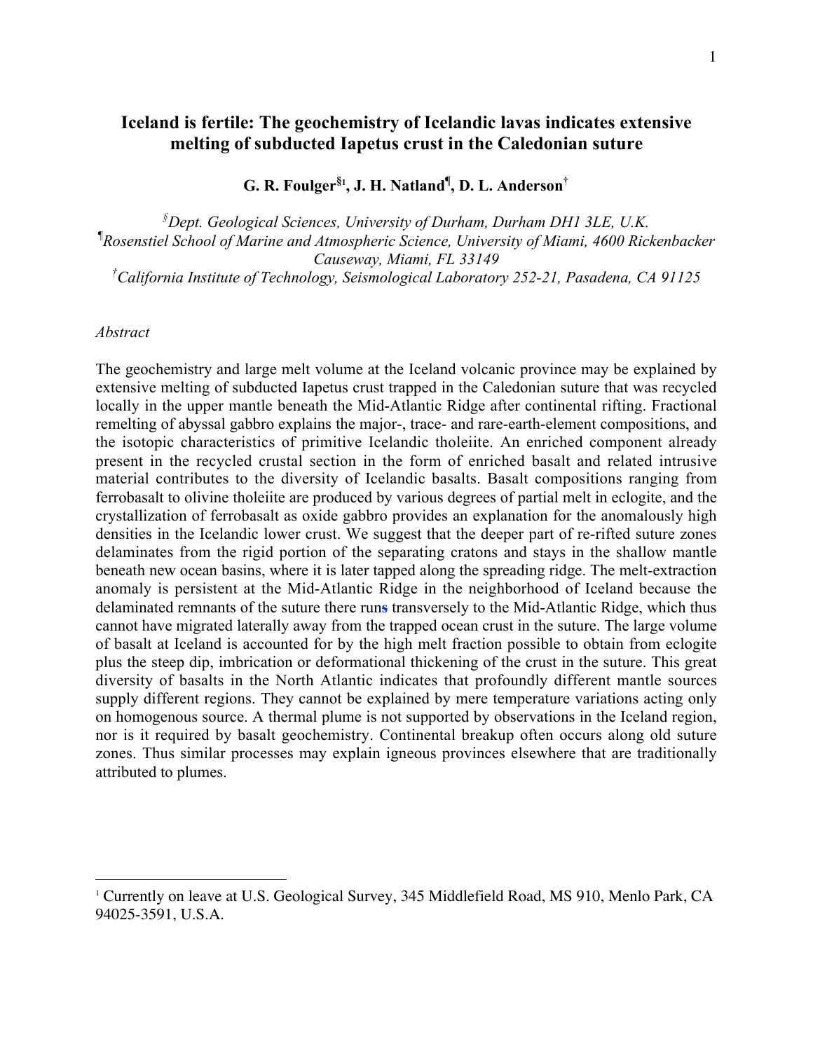# Iceland is fertile: The geochemistry of Icelandic lavas indicates extensive melting of subducted Iapetus crust in the Caledonian suture

**G. R. Foulger[§1], J. H. Natland[¶], D. L. Anderson[†]**

[§]*Dept. Geological Sciences, University of Durham, Durham DH1 3LE, U.K.*
[¶]*Rosenstiel School of Marine and Atmospheric Science, University of Miami, 4600 Rickenbacker Causeway, Miami, FL 33149*
[†]*California Institute of Technology, Seismological Laboratory 252-21, Pasadena, CA 91125*

*Abstract*

The geochemistry and large melt volume at the Iceland volcanic province may be explained by extensive melting of subducted Iapetus crust trapped in the Caledonian suture that was recycled locally in the upper mantle beneath the Mid-Atlantic Ridge after continental rifting. Fractional remelting of abyssal gabbro explains the major-, trace- and rare-earth-element compositions, and the isotopic characteristics of primitive Icelandic tholeiite. An enriched component already present in the recycled crustal section in the form of enriched basalt and related intrusive material contributes to the diversity of Icelandic basalts. Basalt compositions ranging from ferrobasalt to olivine tholeiite are produced by various degrees of partial melt in eclogite, and the crystallization of ferrobasalt as oxide gabbro provides an explanation for the anomalously high densities in the Icelandic lower crust. We suggest that the deeper part of re-rifted suture zones delaminates from the rigid portion of the separating cratons and stays in the shallow mantle beneath new ocean basins, where it is later tapped along the spreading ridge. The melt-extraction anomaly is persistent at the Mid-Atlantic Ridge in the neighborhood of Iceland because the delaminated remnants of the suture there runs transversely to the Mid-Atlantic Ridge, which thus cannot have migrated laterally away from the trapped ocean crust in the suture. The large volume of basalt at Iceland is accounted for by the high melt fraction possible to obtain from eclogite plus the steep dip, imbrication or deformational thickening of the crust in the suture. This great diversity of basalts in the North Atlantic indicates that profoundly different mantle sources supply different regions. They cannot be explained by mere temperature variations acting only on homogenous source. A thermal plume is not supported by observations in the Iceland region, nor is it required by basalt geochemistry. Continental breakup often occurs along old suture zones. Thus similar processes may explain igneous provinces elsewhere that are traditionally attributed to plumes.

---

[1] Currently on leave at U.S. Geological Survey, 345 Middlefield Road, MS 910, Menlo Park, CA 94025-3591, U.S.A.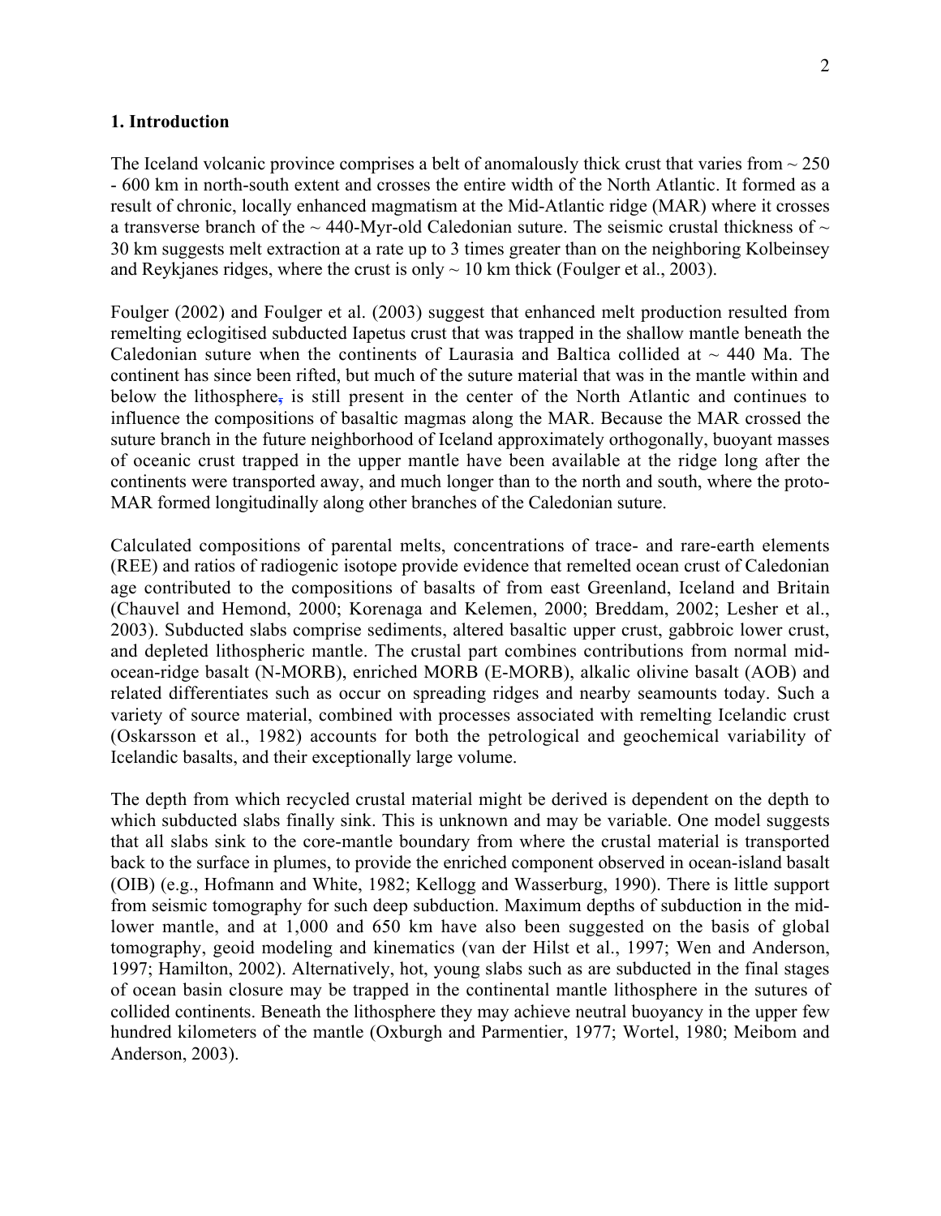## 1. Introduction

The Iceland volcanic province comprises a belt of anomalously thick crust that varies from ~ 250 - 600 km in north-south extent and crosses the entire width of the North Atlantic. It formed as a result of chronic, locally enhanced magmatism at the Mid-Atlantic ridge (MAR) where it crosses a transverse branch of the ~ 440-Myr-old Caledonian suture. The seismic crustal thickness of ~ 30 km suggests melt extraction at a rate up to 3 times greater than on the neighboring Kolbeinsey and Reykjanes ridges, where the crust is only ~ 10 km thick (Foulger et al., 2003).

Foulger (2002) and Foulger et al. (2003) suggest that enhanced melt production resulted from remelting eclogitised subducted Iapetus crust that was trapped in the shallow mantle beneath the Caledonian suture when the continents of Laurasia and Baltica collided at ~ 440 Ma. The continent has since been rifted, but much of the suture material that was in the mantle within and below the lithosphere, is still present in the center of the North Atlantic and continues to influence the compositions of basaltic magmas along the MAR. Because the MAR crossed the suture branch in the future neighborhood of Iceland approximately orthogonally, buoyant masses of oceanic crust trapped in the upper mantle have been available at the ridge long after the continents were transported away, and much longer than to the north and south, where the proto-MAR formed longitudinally along other branches of the Caledonian suture.

Calculated compositions of parental melts, concentrations of trace- and rare-earth elements (REE) and ratios of radiogenic isotope provide evidence that remelted ocean crust of Caledonian age contributed to the compositions of basalts of from east Greenland, Iceland and Britain (Chauvel and Hemond, 2000; Korenaga and Kelemen, 2000; Breddam, 2002; Lesher et al., 2003). Subducted slabs comprise sediments, altered basaltic upper crust, gabbroic lower crust, and depleted lithospheric mantle. The crustal part combines contributions from normal mid-ocean-ridge basalt (N-MORB), enriched MORB (E-MORB), alkalic olivine basalt (AOB) and related differentiates such as occur on spreading ridges and nearby seamounts today. Such a variety of source material, combined with processes associated with remelting Icelandic crust (Oskarsson et al., 1982) accounts for both the petrological and geochemical variability of Icelandic basalts, and their exceptionally large volume.

The depth from which recycled crustal material might be derived is dependent on the depth to which subducted slabs finally sink. This is unknown and may be variable. One model suggests that all slabs sink to the core-mantle boundary from where the crustal material is transported back to the surface in plumes, to provide the enriched component observed in ocean-island basalt (OIB) (e.g., Hofmann and White, 1982; Kellogg and Wasserburg, 1990). There is little support from seismic tomography for such deep subduction. Maximum depths of subduction in the mid-lower mantle, and at 1,000 and 650 km have also been suggested on the basis of global tomography, geoid modeling and kinematics (van der Hilst et al., 1997; Wen and Anderson, 1997; Hamilton, 2002). Alternatively, hot, young slabs such as are subducted in the final stages of ocean basin closure may be trapped in the continental mantle lithosphere in the sutures of collided continents. Beneath the lithosphere they may achieve neutral buoyancy in the upper few hundred kilometers of the mantle (Oxburgh and Parmentier, 1977; Wortel, 1980; Meibom and Anderson, 2003).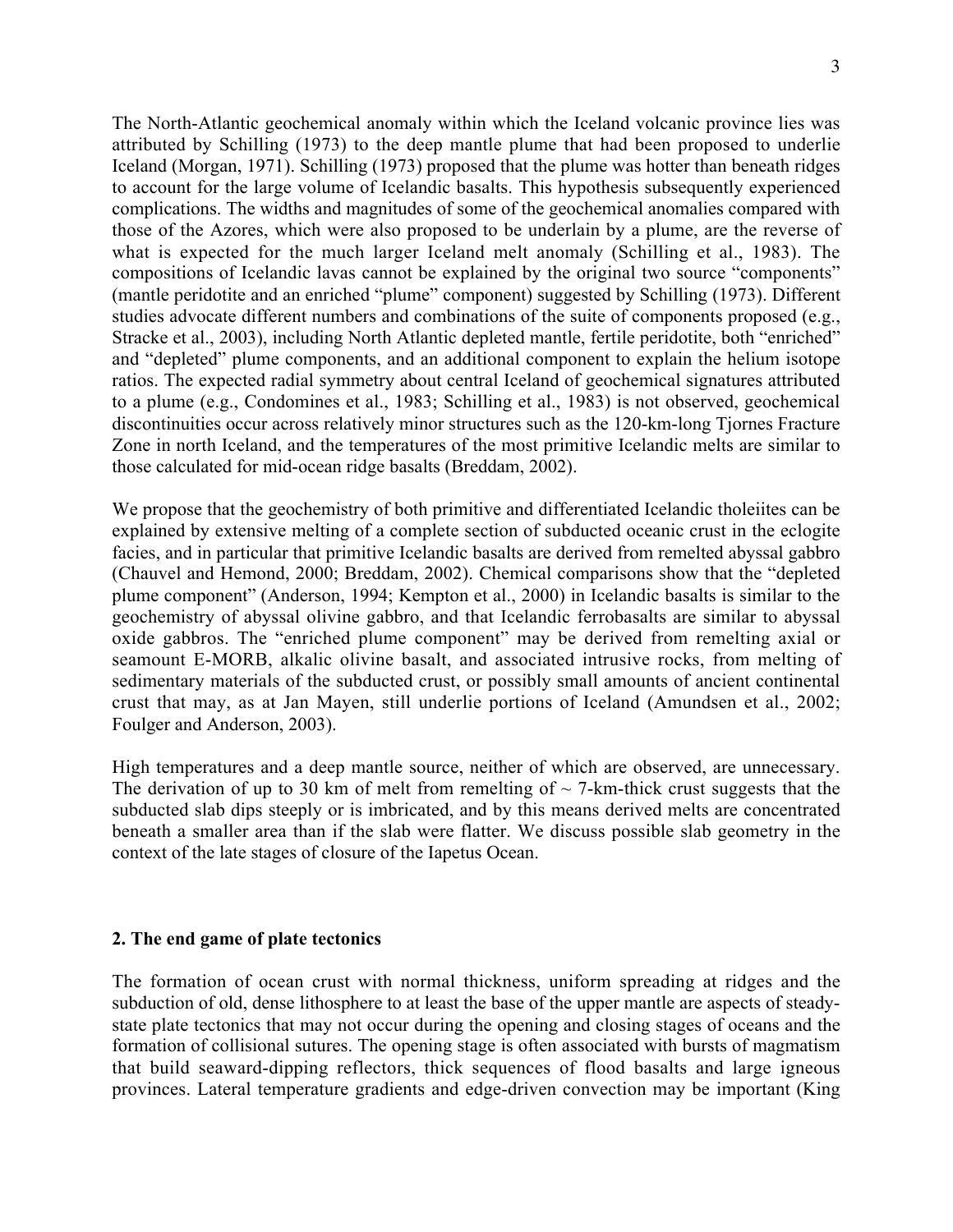The North-Atlantic geochemical anomaly within which the Iceland volcanic province lies was attributed by Schilling (1973) to the deep mantle plume that had been proposed to underlie Iceland (Morgan, 1971). Schilling (1973) proposed that the plume was hotter than beneath ridges to account for the large volume of Icelandic basalts. This hypothesis subsequently experienced complications. The widths and magnitudes of some of the geochemical anomalies compared with those of the Azores, which were also proposed to be underlain by a plume, are the reverse of what is expected for the much larger Iceland melt anomaly (Schilling et al., 1983). The compositions of Icelandic lavas cannot be explained by the original two source "components" (mantle peridotite and an enriched "plume" component) suggested by Schilling (1973). Different studies advocate different numbers and combinations of the suite of components proposed (e.g., Stracke et al., 2003), including North Atlantic depleted mantle, fertile peridotite, both "enriched" and "depleted" plume components, and an additional component to explain the helium isotope ratios. The expected radial symmetry about central Iceland of geochemical signatures attributed to a plume (e.g., Condomines et al., 1983; Schilling et al., 1983) is not observed, geochemical discontinuities occur across relatively minor structures such as the 120-km-long Tjornes Fracture Zone in north Iceland, and the temperatures of the most primitive Icelandic melts are similar to those calculated for mid-ocean ridge basalts (Breddam, 2002).

We propose that the geochemistry of both primitive and differentiated Icelandic tholeiites can be explained by extensive melting of a complete section of subducted oceanic crust in the eclogite facies, and in particular that primitive Icelandic basalts are derived from remelted abyssal gabbro (Chauvel and Hemond, 2000; Breddam, 2002). Chemical comparisons show that the "depleted plume component" (Anderson, 1994; Kempton et al., 2000) in Icelandic basalts is similar to the geochemistry of abyssal olivine gabbro, and that Icelandic ferrobasalts are similar to abyssal oxide gabbros. The "enriched plume component" may be derived from remelting axial or seamount E-MORB, alkalic olivine basalt, and associated intrusive rocks, from melting of sedimentary materials of the subducted crust, or possibly small amounts of ancient continental crust that may, as at Jan Mayen, still underlie portions of Iceland (Amundsen et al., 2002; Foulger and Anderson, 2003).

High temperatures and a deep mantle source, neither of which are observed, are unnecessary. The derivation of up to 30 km of melt from remelting of ~ 7-km-thick crust suggests that the subducted slab dips steeply or is imbricated, and by this means derived melts are concentrated beneath a smaller area than if the slab were flatter. We discuss possible slab geometry in the context of the late stages of closure of the Iapetus Ocean.

## 2. The end game of plate tectonics

The formation of ocean crust with normal thickness, uniform spreading at ridges and the subduction of old, dense lithosphere to at least the base of the upper mantle are aspects of steady-state plate tectonics that may not occur during the opening and closing stages of oceans and the formation of collisional sutures. The opening stage is often associated with bursts of magmatism that build seaward-dipping reflectors, thick sequences of flood basalts and large igneous provinces. Lateral temperature gradients and edge-driven convection may be important (King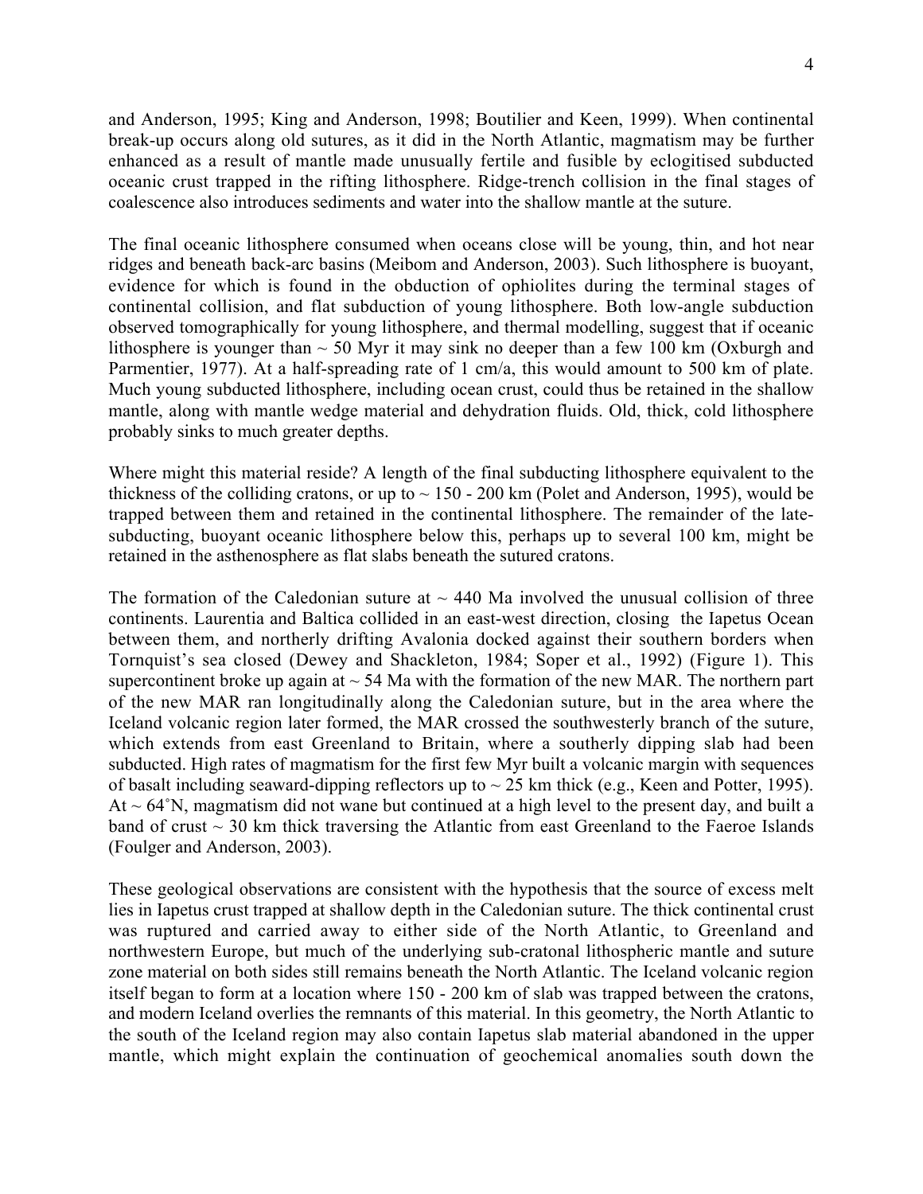and Anderson, 1995; King and Anderson, 1998; Boutilier and Keen, 1999). When continental break-up occurs along old sutures, as it did in the North Atlantic, magmatism may be further enhanced as a result of mantle made unusually fertile and fusible by eclogitised subducted oceanic crust trapped in the rifting lithosphere. Ridge-trench collision in the final stages of coalescence also introduces sediments and water into the shallow mantle at the suture.

The final oceanic lithosphere consumed when oceans close will be young, thin, and hot near ridges and beneath back-arc basins (Meibom and Anderson, 2003). Such lithosphere is buoyant, evidence for which is found in the obduction of ophiolites during the terminal stages of continental collision, and flat subduction of young lithosphere. Both low-angle subduction observed tomographically for young lithosphere, and thermal modelling, suggest that if oceanic lithosphere is younger than ~ 50 Myr it may sink no deeper than a few 100 km (Oxburgh and Parmentier, 1977). At a half-spreading rate of 1 cm/a, this would amount to 500 km of plate. Much young subducted lithosphere, including ocean crust, could thus be retained in the shallow mantle, along with mantle wedge material and dehydration fluids. Old, thick, cold lithosphere probably sinks to much greater depths.

Where might this material reside? A length of the final subducting lithosphere equivalent to the thickness of the colliding cratons, or up to ~ 150 - 200 km (Polet and Anderson, 1995), would be trapped between them and retained in the continental lithosphere. The remainder of the late-subducting, buoyant oceanic lithosphere below this, perhaps up to several 100 km, might be retained in the asthenosphere as flat slabs beneath the sutured cratons.

The formation of the Caledonian suture at ~ 440 Ma involved the unusual collision of three continents. Laurentia and Baltica collided in an east-west direction, closing the Iapetus Ocean between them, and northerly drifting Avalonia docked against their southern borders when Tornquist's sea closed (Dewey and Shackleton, 1984; Soper et al., 1992) (Figure 1). This supercontinent broke up again at ~ 54 Ma with the formation of the new MAR. The northern part of the new MAR ran longitudinally along the Caledonian suture, but in the area where the Iceland volcanic region later formed, the MAR crossed the southwesterly branch of the suture, which extends from east Greenland to Britain, where a southerly dipping slab had been subducted. High rates of magmatism for the first few Myr built a volcanic margin with sequences of basalt including seaward-dipping reflectors up to ~ 25 km thick (e.g., Keen and Potter, 1995). At ~ 64˚N, magmatism did not wane but continued at a high level to the present day, and built a band of crust ~ 30 km thick traversing the Atlantic from east Greenland to the Faeroe Islands (Foulger and Anderson, 2003).

These geological observations are consistent with the hypothesis that the source of excess melt lies in Iapetus crust trapped at shallow depth in the Caledonian suture. The thick continental crust was ruptured and carried away to either side of the North Atlantic, to Greenland and northwestern Europe, but much of the underlying sub-cratonal lithospheric mantle and suture zone material on both sides still remains beneath the North Atlantic. The Iceland volcanic region itself began to form at a location where 150 - 200 km of slab was trapped between the cratons, and modern Iceland overlies the remnants of this material. In this geometry, the North Atlantic to the south of the Iceland region may also contain Iapetus slab material abandoned in the upper mantle, which might explain the continuation of geochemical anomalies south down the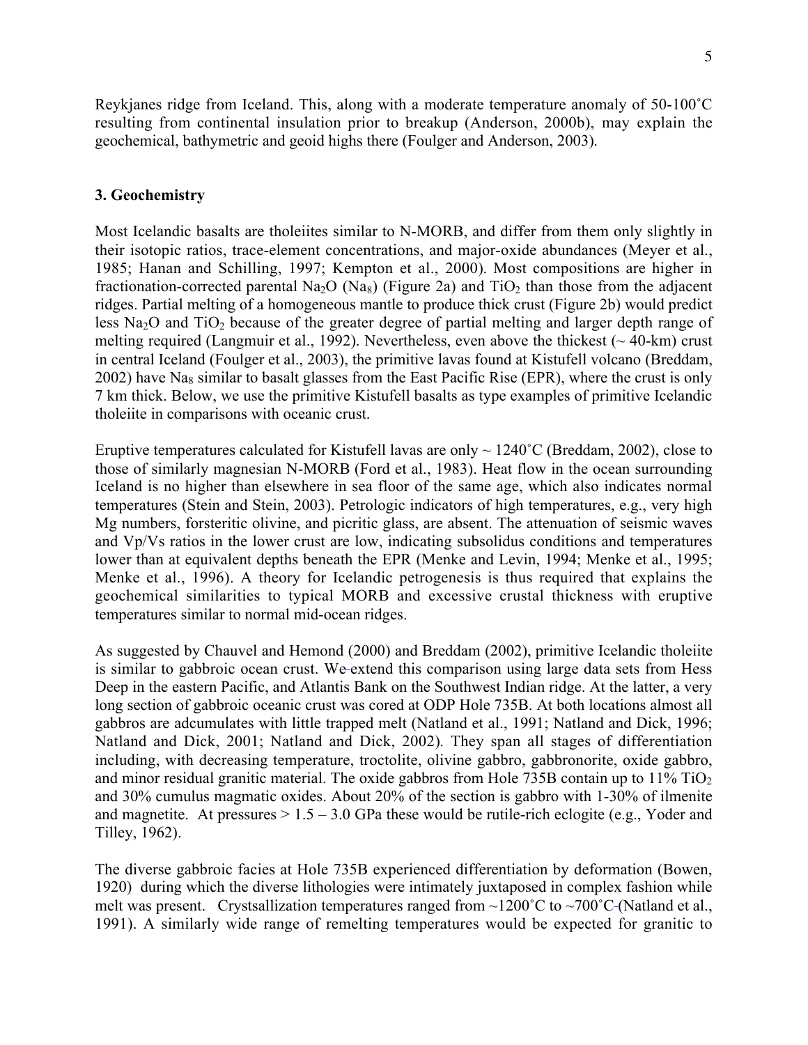Reykjanes ridge from Iceland. This, along with a moderate temperature anomaly of 50-100˚C resulting from continental insulation prior to breakup (Anderson, 2000b), may explain the geochemical, bathymetric and geoid highs there (Foulger and Anderson, 2003).

### 3. Geochemistry

Most Icelandic basalts are tholeiites similar to N-MORB, and differ from them only slightly in their isotopic ratios, trace-element concentrations, and major-oxide abundances (Meyer et al., 1985; Hanan and Schilling, 1997; Kempton et al., 2000). Most compositions are higher in fractionation-corrected parental $Na_2O$ ($Na_8$) (Figure 2a) and $TiO_2$ than those from the adjacent ridges. Partial melting of a homogeneous mantle to produce thick crust (Figure 2b) would predict less $Na_2O$ and $TiO_2$ because of the greater degree of partial melting and larger depth range of melting required (Langmuir et al., 1992). Nevertheless, even above the thickest (~ 40-km) crust in central Iceland (Foulger et al., 2003), the primitive lavas found at Kistufell volcano (Breddam, 2002) have $Na_8$ similar to basalt glasses from the East Pacific Rise (EPR), where the crust is only 7 km thick. Below, we use the primitive Kistufell basalts as type examples of primitive Icelandic tholeiite in comparisons with oceanic crust.

Eruptive temperatures calculated for Kistufell lavas are only ~ 1240˚C (Breddam, 2002), close to those of similarly magnesian N-MORB (Ford et al., 1983). Heat flow in the ocean surrounding Iceland is no higher than elsewhere in sea floor of the same age, which also indicates normal temperatures (Stein and Stein, 2003). Petrologic indicators of high temperatures, e.g., very high Mg numbers, forsteritic olivine, and picritic glass, are absent. The attenuation of seismic waves and Vp/Vs ratios in the lower crust are low, indicating subsolidus conditions and temperatures lower than at equivalent depths beneath the EPR (Menke and Levin, 1994; Menke et al., 1995; Menke et al., 1996). A theory for Icelandic petrogenesis is thus required that explains the geochemical similarities to typical MORB and excessive crustal thickness with eruptive temperatures similar to normal mid-ocean ridges.

As suggested by Chauvel and Hemond (2000) and Breddam (2002), primitive Icelandic tholeiite is similar to gabbroic ocean crust. We extend this comparison using large data sets from Hess Deep in the eastern Pacific, and Atlantis Bank on the Southwest Indian ridge. At the latter, a very long section of gabbroic oceanic crust was cored at ODP Hole 735B. At both locations almost all gabbros are adcumulates with little trapped melt (Natland et al., 1991; Natland and Dick, 1996; Natland and Dick, 2001; Natland and Dick, 2002). They span all stages of differentiation including, with decreasing temperature, troctolite, olivine gabbro, gabbronorite, oxide gabbro, and minor residual granitic material. The oxide gabbros from Hole 735B contain up to 11% $TiO_2$ and 30% cumulus magmatic oxides. About 20% of the section is gabbro with 1-30% of ilmenite and magnetite. At pressures > 1.5 – 3.0 GPa these would be rutile-rich eclogite (e.g., Yoder and Tilley, 1962).

The diverse gabbroic facies at Hole 735B experienced differentiation by deformation (Bowen, 1920) during which the diverse lithologies were intimately juxtaposed in complex fashion while melt was present. Crystsallization temperatures ranged from ~1200˚C to ~700˚C (Natland et al., 1991). A similarly wide range of remelting temperatures would be expected for granitic to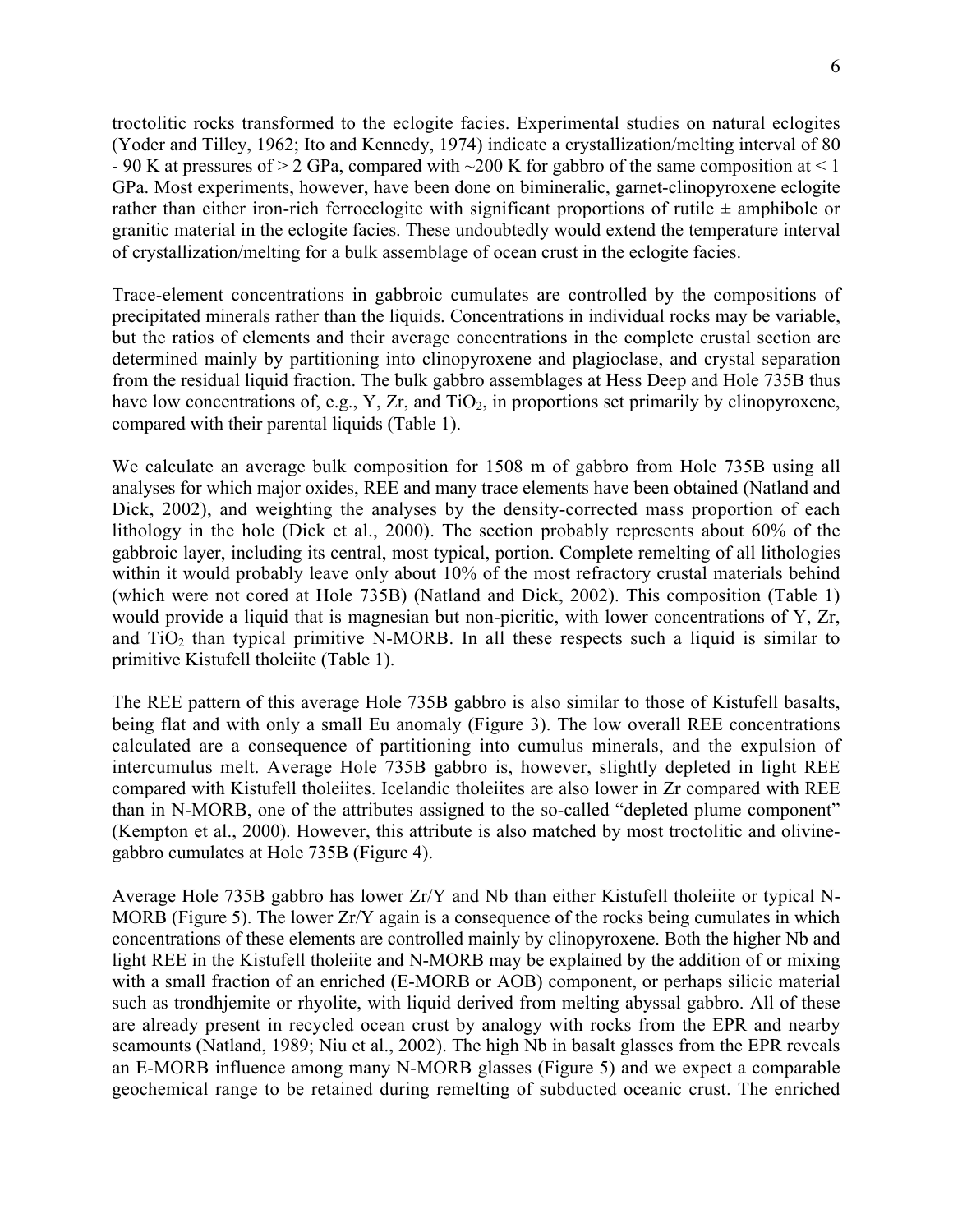troctolitic rocks transformed to the eclogite facies. Experimental studies on natural eclogites (Yoder and Tilley, 1962; Ito and Kennedy, 1974) indicate a crystallization/melting interval of 80 - 90 K at pressures of > 2 GPa, compared with ~200 K for gabbro of the same composition at < 1 GPa. Most experiments, however, have been done on bimineralic, garnet-clinopyroxene eclogite rather than either iron-rich ferroeclogite with significant proportions of rutile ± amphibole or granitic material in the eclogite facies. These undoubtedly would extend the temperature interval of crystallization/melting for a bulk assemblage of ocean crust in the eclogite facies.

Trace-element concentrations in gabbroic cumulates are controlled by the compositions of precipitated minerals rather than the liquids. Concentrations in individual rocks may be variable, but the ratios of elements and their average concentrations in the complete crustal section are determined mainly by partitioning into clinopyroxene and plagioclase, and crystal separation from the residual liquid fraction. The bulk gabbro assemblages at Hess Deep and Hole 735B thus have low concentrations of, e.g., Y, Zr, and $TiO_2$, in proportions set primarily by clinopyroxene, compared with their parental liquids (Table 1).

We calculate an average bulk composition for 1508 m of gabbro from Hole 735B using all analyses for which major oxides, REE and many trace elements have been obtained (Natland and Dick, 2002), and weighting the analyses by the density-corrected mass proportion of each lithology in the hole (Dick et al., 2000). The section probably represents about 60% of the gabbroic layer, including its central, most typical, portion. Complete remelting of all lithologies within it would probably leave only about 10% of the most refractory crustal materials behind (which were not cored at Hole 735B) (Natland and Dick, 2002). This composition (Table 1) would provide a liquid that is magnesian but non-picritic, with lower concentrations of Y, Zr, and $TiO_2$ than typical primitive N-MORB. In all these respects such a liquid is similar to primitive Kistufell tholeiite (Table 1).

The REE pattern of this average Hole 735B gabbro is also similar to those of Kistufell basalts, being flat and with only a small Eu anomaly (Figure 3). The low overall REE concentrations calculated are a consequence of partitioning into cumulus minerals, and the expulsion of intercumulus melt. Average Hole 735B gabbro is, however, slightly depleted in light REE compared with Kistufell tholeiites. Icelandic tholeiites are also lower in Zr compared with REE than in N-MORB, one of the attributes assigned to the so-called "depleted plume component" (Kempton et al., 2000). However, this attribute is also matched by most troctolitic and olivine-gabbro cumulates at Hole 735B (Figure 4).

Average Hole 735B gabbro has lower Zr/Y and Nb than either Kistufell tholeiite or typical N-MORB (Figure 5). The lower Zr/Y again is a consequence of the rocks being cumulates in which concentrations of these elements are controlled mainly by clinopyroxene. Both the higher Nb and light REE in the Kistufell tholeiite and N-MORB may be explained by the addition of or mixing with a small fraction of an enriched (E-MORB or AOB) component, or perhaps silicic material such as trondhjemite or rhyolite, with liquid derived from melting abyssal gabbro. All of these are already present in recycled ocean crust by analogy with rocks from the EPR and nearby seamounts (Natland, 1989; Niu et al., 2002). The high Nb in basalt glasses from the EPR reveals an E-MORB influence among many N-MORB glasses (Figure 5) and we expect a comparable geochemical range to be retained during remelting of subducted oceanic crust. The enriched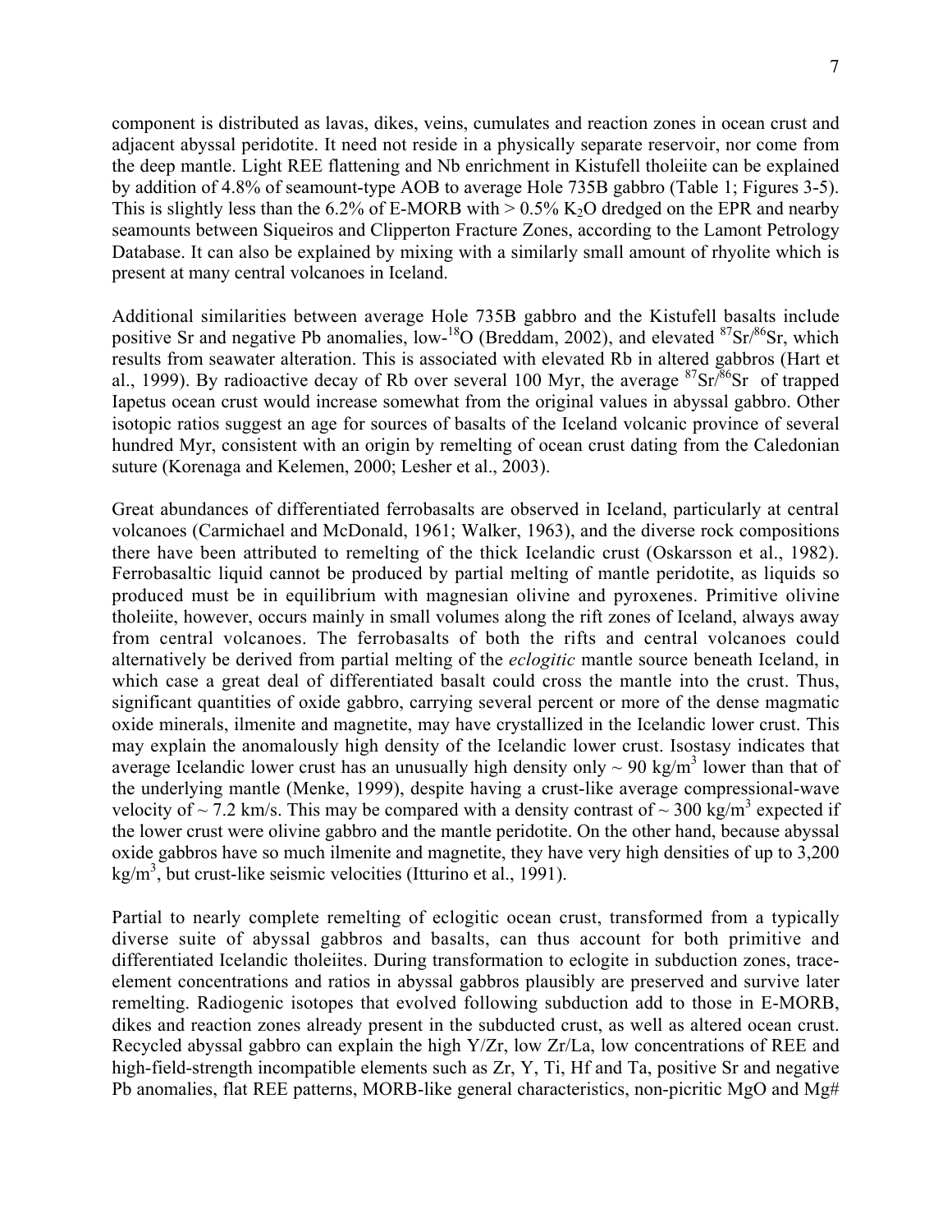component is distributed as lavas, dikes, veins, cumulates and reaction zones in ocean crust and adjacent abyssal peridotite. It need not reside in a physically separate reservoir, nor come from the deep mantle. Light REE flattening and Nb enrichment in Kistufell tholeiite can be explained by addition of 4.8% of seamount-type AOB to average Hole 735B gabbro (Table 1; Figures 3-5). This is slightly less than the 6.2% of E-MORB with > 0.5% $K_2O$ dredged on the EPR and nearby seamounts between Siqueiros and Clipperton Fracture Zones, according to the Lamont Petrology Database. It can also be explained by mixing with a similarly small amount of rhyolite which is present at many central volcanoes in Iceland.

Additional similarities between average Hole 735B gabbro and the Kistufell basalts include positive Sr and negative Pb anomalies, low-$^{18}O$ (Breddam, 2002), and elevated $^{87}Sr/^{86}Sr$, which results from seawater alteration. This is associated with elevated Rb in altered gabbros (Hart et al., 1999). By radioactive decay of Rb over several 100 Myr, the average $^{87}Sr/^{86}Sr$ of trapped Iapetus ocean crust would increase somewhat from the original values in abyssal gabbro. Other isotopic ratios suggest an age for sources of basalts of the Iceland volcanic province of several hundred Myr, consistent with an origin by remelting of ocean crust dating from the Caledonian suture (Korenaga and Kelemen, 2000; Lesher et al., 2003).

Great abundances of differentiated ferrobasalts are observed in Iceland, particularly at central volcanoes (Carmichael and McDonald, 1961; Walker, 1963), and the diverse rock compositions there have been attributed to remelting of the thick Icelandic crust (Oskarsson et al., 1982). Ferrobasaltic liquid cannot be produced by partial melting of mantle peridotite, as liquids so produced must be in equilibrium with magnesian olivine and pyroxenes. Primitive olivine tholeiite, however, occurs mainly in small volumes along the rift zones of Iceland, always away from central volcanoes. The ferrobasalts of both the rifts and central volcanoes could alternatively be derived from partial melting of the *eclogitic* mantle source beneath Iceland, in which case a great deal of differentiated basalt could cross the mantle into the crust. Thus, significant quantities of oxide gabbro, carrying several percent or more of the dense magmatic oxide minerals, ilmenite and magnetite, may have crystallized in the Icelandic lower crust. This may explain the anomalously high density of the Icelandic lower crust. Isostasy indicates that average Icelandic lower crust has an unusually high density only ~ 90 $kg/m^3$ lower than that of the underlying mantle (Menke, 1999), despite having a crust-like average compressional-wave velocity of ~ 7.2 km/s. This may be compared with a density contrast of ~ 300 $kg/m^3$ expected if the lower crust were olivine gabbro and the mantle peridotite. On the other hand, because abyssal oxide gabbros have so much ilmenite and magnetite, they have very high densities of up to 3,200 $kg/m^3$, but crust-like seismic velocities (Itturino et al., 1991).

Partial to nearly complete remelting of eclogitic ocean crust, transformed from a typically diverse suite of abyssal gabbros and basalts, can thus account for both primitive and differentiated Icelandic tholeiites. During transformation to eclogite in subduction zones, trace-element concentrations and ratios in abyssal gabbros plausibly are preserved and survive later remelting. Radiogenic isotopes that evolved following subduction add to those in E-MORB, dikes and reaction zones already present in the subducted crust, as well as altered ocean crust. Recycled abyssal gabbro can explain the high Y/Zr, low Zr/La, low concentrations of REE and high-field-strength incompatible elements such as Zr, Y, Ti, Hf and Ta, positive Sr and negative Pb anomalies, flat REE patterns, MORB-like general characteristics, non-picritic MgO and Mg#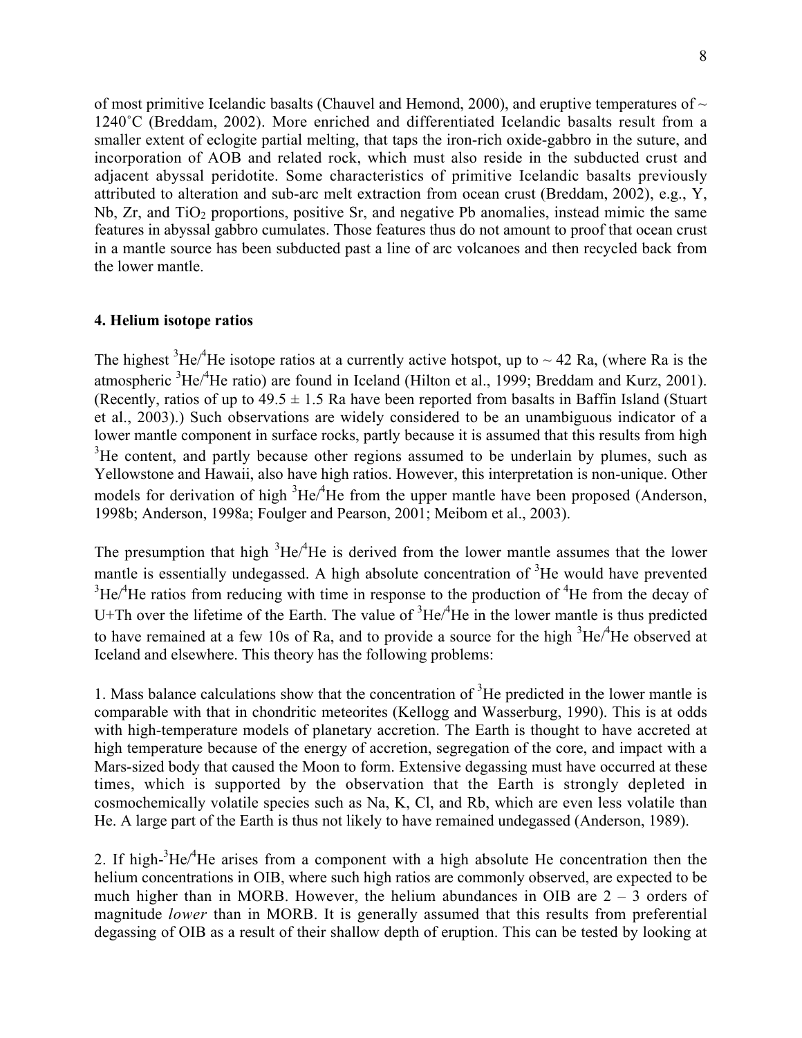of most primitive Icelandic basalts (Chauvel and Hemond, 2000), and eruptive temperatures of ~ 1240˚C (Breddam, 2002). More enriched and differentiated Icelandic basalts result from a smaller extent of eclogite partial melting, that taps the iron-rich oxide-gabbro in the suture, and incorporation of AOB and related rock, which must also reside in the subducted crust and adjacent abyssal peridotite. Some characteristics of primitive Icelandic basalts previously attributed to alteration and sub-arc melt extraction from ocean crust (Breddam, 2002), e.g., Y, Nb, Zr, and $TiO_2$ proportions, positive Sr, and negative Pb anomalies, instead mimic the same features in abyssal gabbro cumulates. Those features thus do not amount to proof that ocean crust in a mantle source has been subducted past a line of arc volcanoes and then recycled back from the lower mantle.

## 4. Helium isotope ratios

The highest $^3He/^4He$ isotope ratios at a currently active hotspot, up to ~ 42 Ra, (where Ra is the atmospheric $^3He/^4He$ ratio) are found in Iceland (Hilton et al., 1999; Breddam and Kurz, 2001). (Recently, ratios of up to 49.5 ± 1.5 Ra have been reported from basalts in Baffin Island (Stuart et al., 2003).) Such observations are widely considered to be an unambiguous indicator of a lower mantle component in surface rocks, partly because it is assumed that this results from high $^3He$ content, and partly because other regions assumed to be underlain by plumes, such as Yellowstone and Hawaii, also have high ratios. However, this interpretation is non-unique. Other models for derivation of high $^3He/^4He$ from the upper mantle have been proposed (Anderson, 1998b; Anderson, 1998a; Foulger and Pearson, 2001; Meibom et al., 2003).

The presumption that high $^3He/^4He$ is derived from the lower mantle assumes that the lower mantle is essentially undegassed. A high absolute concentration of $^3He$ would have prevented $^3He/^4He$ ratios from reducing with time in response to the production of $^4He$ from the decay of U+Th over the lifetime of the Earth. The value of $^3He/^4He$ in the lower mantle is thus predicted to have remained at a few 10s of Ra, and to provide a source for the high $^3He/^4He$ observed at Iceland and elsewhere. This theory has the following problems:

1. Mass balance calculations show that the concentration of $^3He$ predicted in the lower mantle is comparable with that in chondritic meteorites (Kellogg and Wasserburg, 1990). This is at odds with high-temperature models of planetary accretion. The Earth is thought to have accreted at high temperature because of the energy of accretion, segregation of the core, and impact with a Mars-sized body that caused the Moon to form. Extensive degassing must have occurred at these times, which is supported by the observation that the Earth is strongly depleted in cosmochemically volatile species such as Na, K, Cl, and Rb, which are even less volatile than He. A large part of the Earth is thus not likely to have remained undegassed (Anderson, 1989).

2. If high-$^3He/^4He$ arises from a component with a high absolute He concentration then the helium concentrations in OIB, where such high ratios are commonly observed, are expected to be much higher than in MORB. However, the helium abundances in OIB are 2 – 3 orders of magnitude *lower* than in MORB. It is generally assumed that this results from preferential degassing of OIB as a result of their shallow depth of eruption. This can be tested by looking at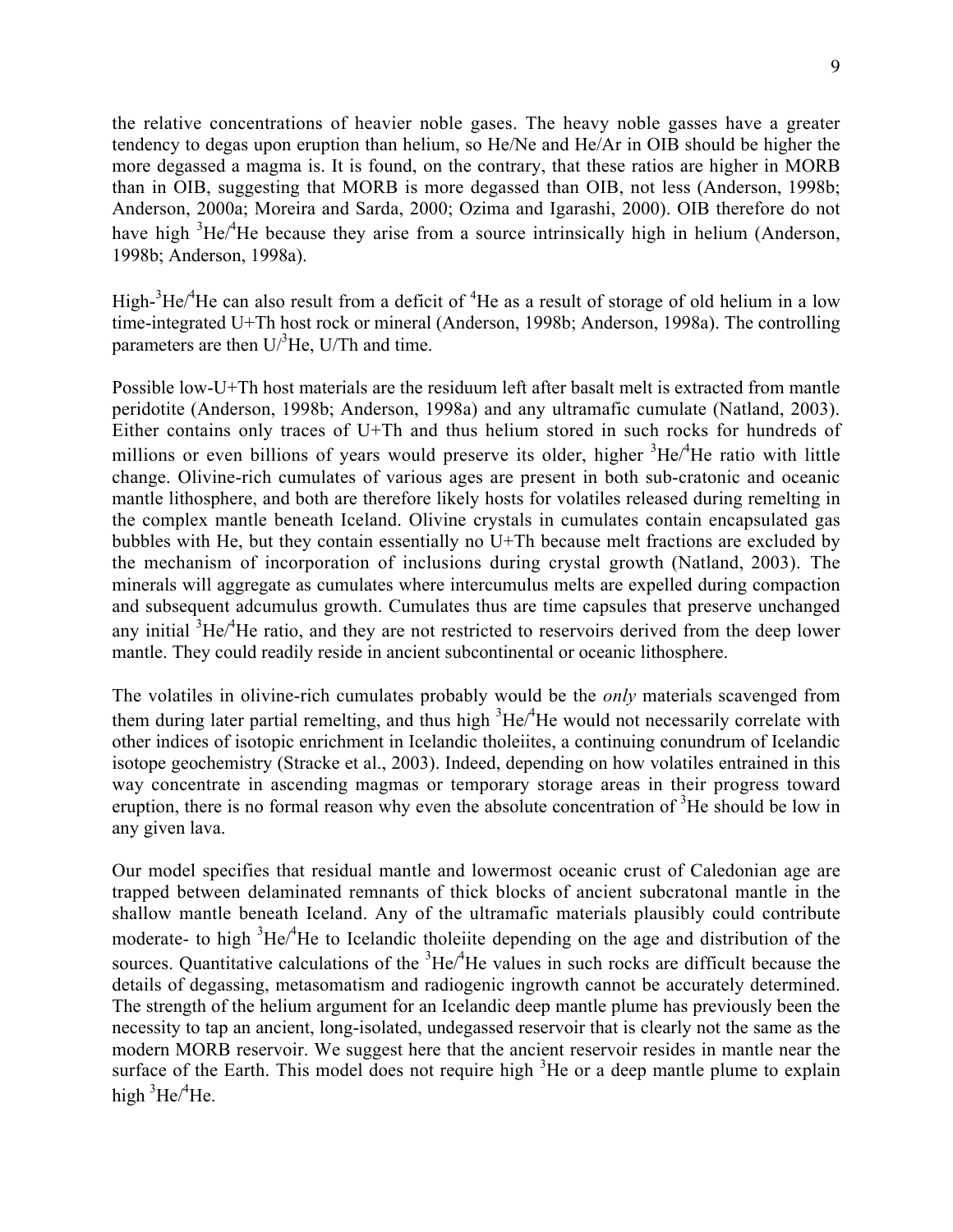the relative concentrations of heavier noble gases. The heavy noble gasses have a greater tendency to degas upon eruption than helium, so He/Ne and He/Ar in OIB should be higher the more degassed a magma is. It is found, on the contrary, that these ratios are higher in MORB than in OIB, suggesting that MORB is more degassed than OIB, not less (Anderson, 1998b; Anderson, 2000a; Moreira and Sarda, 2000; Ozima and Igarashi, 2000). OIB therefore do not have high $^3He/^4He$ because they arise from a source intrinsically high in helium (Anderson, 1998b; Anderson, 1998a).

High-$^3He/^4He$ can also result from a deficit of $^4He$ as a result of storage of old helium in a low time-integrated U+Th host rock or mineral (Anderson, 1998b; Anderson, 1998a). The controlling parameters are then $U/^3He$, U/Th and time.

Possible low-U+Th host materials are the residuum left after basalt melt is extracted from mantle peridotite (Anderson, 1998b; Anderson, 1998a) and any ultramafic cumulate (Natland, 2003). Either contains only traces of U+Th and thus helium stored in such rocks for hundreds of millions or even billions of years would preserve its older, higher $^3He/^4He$ ratio with little change. Olivine-rich cumulates of various ages are present in both sub-cratonic and oceanic mantle lithosphere, and both are therefore likely hosts for volatiles released during remelting in the complex mantle beneath Iceland. Olivine crystals in cumulates contain encapsulated gas bubbles with He, but they contain essentially no U+Th because melt fractions are excluded by the mechanism of incorporation of inclusions during crystal growth (Natland, 2003). The minerals will aggregate as cumulates where intercumulus melts are expelled during compaction and subsequent adcumulus growth. Cumulates thus are time capsules that preserve unchanged any initial $^3He/^4He$ ratio, and they are not restricted to reservoirs derived from the deep lower mantle. They could readily reside in ancient subcontinental or oceanic lithosphere.

The volatiles in olivine-rich cumulates probably would be the *only* materials scavenged from them during later partial remelting, and thus high $^3He/^4He$ would not necessarily correlate with other indices of isotopic enrichment in Icelandic tholeiites, a continuing conundrum of Icelandic isotope geochemistry (Stracke et al., 2003). Indeed, depending on how volatiles entrained in this way concentrate in ascending magmas or temporary storage areas in their progress toward eruption, there is no formal reason why even the absolute concentration of $^3He$ should be low in any given lava.

Our model specifies that residual mantle and lowermost oceanic crust of Caledonian age are trapped between delaminated remnants of thick blocks of ancient subcratonal mantle in the shallow mantle beneath Iceland. Any of the ultramafic materials plausibly could contribute moderate- to high $^3He/^4He$ to Icelandic tholeiite depending on the age and distribution of the sources. Quantitative calculations of the $^3He/^4He$ values in such rocks are difficult because the details of degassing, metasomatism and radiogenic ingrowth cannot be accurately determined. The strength of the helium argument for an Icelandic deep mantle plume has previously been the necessity to tap an ancient, long-isolated, undegassed reservoir that is clearly not the same as the modern MORB reservoir. We suggest here that the ancient reservoir resides in mantle near the surface of the Earth. This model does not require high $^3He$ or a deep mantle plume to explain high $^3He/^4He$.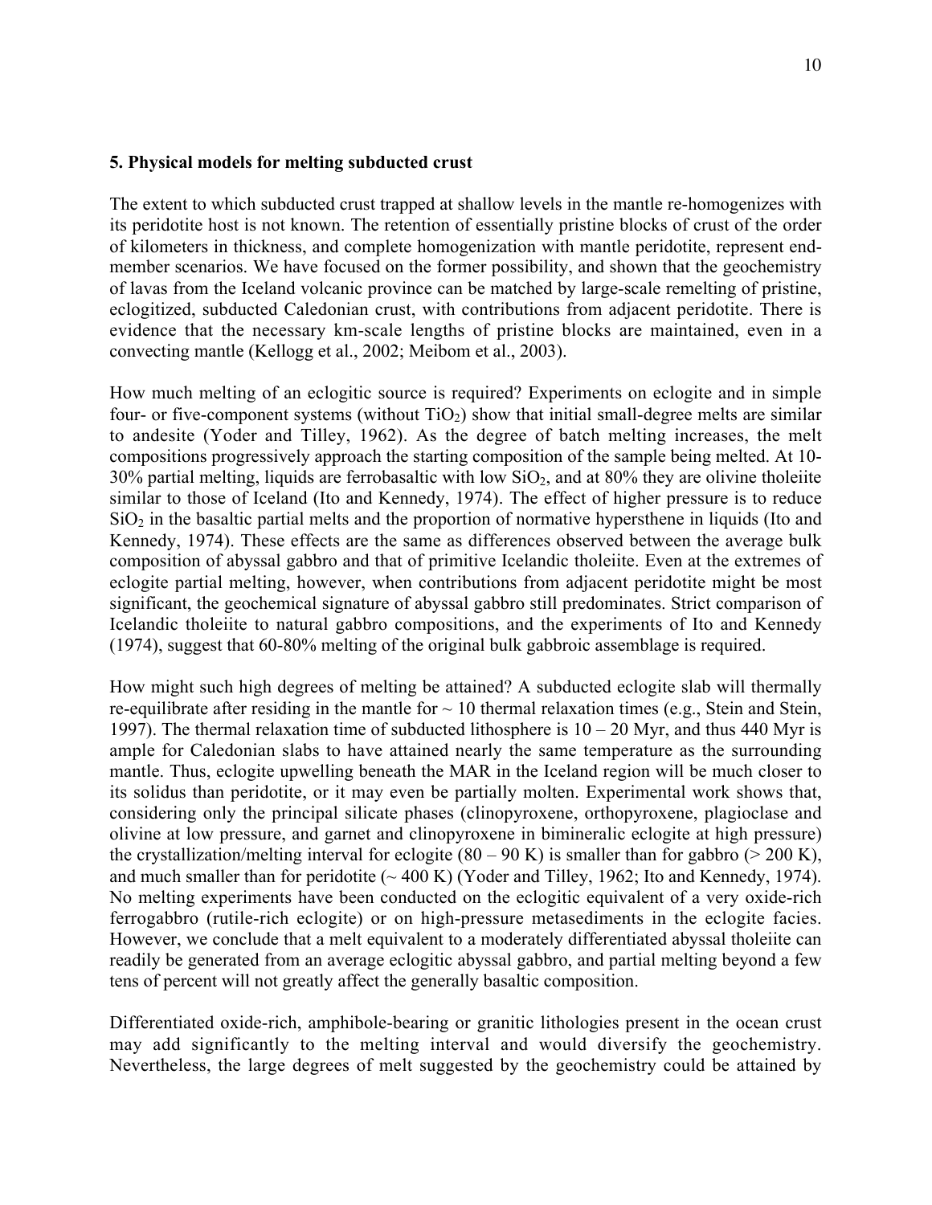## 5. Physical models for melting subducted crust

The extent to which subducted crust trapped at shallow levels in the mantle re-homogenizes with its peridotite host is not known. The retention of essentially pristine blocks of crust of the order of kilometers in thickness, and complete homogenization with mantle peridotite, represent end-member scenarios. We have focused on the former possibility, and shown that the geochemistry of lavas from the Iceland volcanic province can be matched by large-scale remelting of pristine, eclogitized, subducted Caledonian crust, with contributions from adjacent peridotite. There is evidence that the necessary km-scale lengths of pristine blocks are maintained, even in a convecting mantle (Kellogg et al., 2002; Meibom et al., 2003).

How much melting of an eclogitic source is required? Experiments on eclogite and in simple four- or five-component systems (without $TiO_2$) show that initial small-degree melts are similar to andesite (Yoder and Tilley, 1962). As the degree of batch melting increases, the melt compositions progressively approach the starting composition of the sample being melted. At 10-30% partial melting, liquids are ferrobasaltic with low $SiO_2$, and at 80% they are olivine tholeiite similar to those of Iceland (Ito and Kennedy, 1974). The effect of higher pressure is to reduce $SiO_2$ in the basaltic partial melts and the proportion of normative hypersthene in liquids (Ito and Kennedy, 1974). These effects are the same as differences observed between the average bulk composition of abyssal gabbro and that of primitive Icelandic tholeiite. Even at the extremes of eclogite partial melting, however, when contributions from adjacent peridotite might be most significant, the geochemical signature of abyssal gabbro still predominates. Strict comparison of Icelandic tholeiite to natural gabbro compositions, and the experiments of Ito and Kennedy (1974), suggest that 60-80% melting of the original bulk gabbroic assemblage is required.

How might such high degrees of melting be attained? A subducted eclogite slab will thermally re-equilibrate after residing in the mantle for ~ 10 thermal relaxation times (e.g., Stein and Stein, 1997). The thermal relaxation time of subducted lithosphere is 10 – 20 Myr, and thus 440 Myr is ample for Caledonian slabs to have attained nearly the same temperature as the surrounding mantle. Thus, eclogite upwelling beneath the MAR in the Iceland region will be much closer to its solidus than peridotite, or it may even be partially molten. Experimental work shows that, considering only the principal silicate phases (clinopyroxene, orthopyroxene, plagioclase and olivine at low pressure, and garnet and clinopyroxene in bimineralic eclogite at high pressure) the crystallization/melting interval for eclogite (80 – 90 K) is smaller than for gabbro (> 200 K), and much smaller than for peridotite (~ 400 K) (Yoder and Tilley, 1962; Ito and Kennedy, 1974). No melting experiments have been conducted on the eclogitic equivalent of a very oxide-rich ferrogabbro (rutile-rich eclogite) or on high-pressure metasediments in the eclogite facies. However, we conclude that a melt equivalent to a moderately differentiated abyssal tholeiite can readily be generated from an average eclogitic abyssal gabbro, and partial melting beyond a few tens of percent will not greatly affect the generally basaltic composition.

Differentiated oxide-rich, amphibole-bearing or granitic lithologies present in the ocean crust may add significantly to the melting interval and would diversify the geochemistry. Nevertheless, the large degrees of melt suggested by the geochemistry could be attained by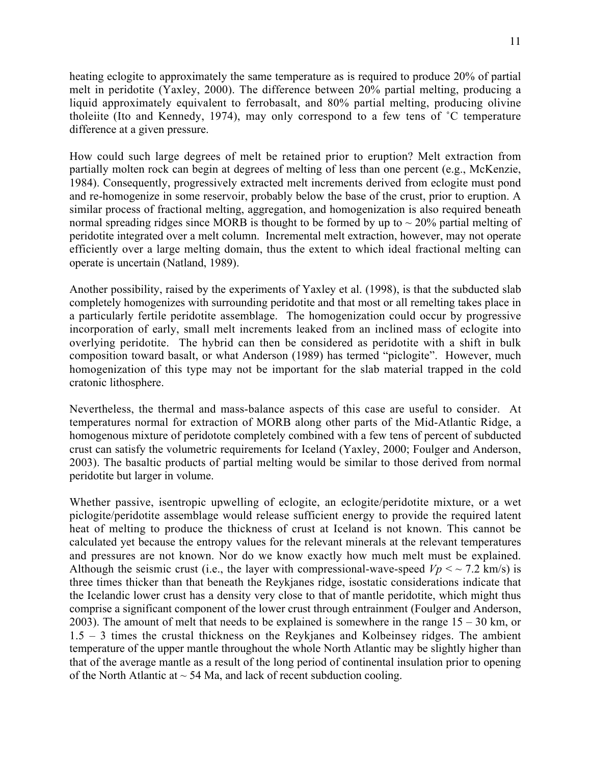heating eclogite to approximately the same temperature as is required to produce 20% of partial melt in peridotite (Yaxley, 2000). The difference between 20% partial melting, producing a liquid approximately equivalent to ferrobasalt, and 80% partial melting, producing olivine tholeiite (Ito and Kennedy, 1974), may only correspond to a few tens of ˚C temperature difference at a given pressure.

How could such large degrees of melt be retained prior to eruption? Melt extraction from partially molten rock can begin at degrees of melting of less than one percent (e.g., McKenzie, 1984). Consequently, progressively extracted melt increments derived from eclogite must pond and re-homogenize in some reservoir, probably below the base of the crust, prior to eruption. A similar process of fractional melting, aggregation, and homogenization is also required beneath normal spreading ridges since MORB is thought to be formed by up to ~ 20% partial melting of peridotite integrated over a melt column. Incremental melt extraction, however, may not operate efficiently over a large melting domain, thus the extent to which ideal fractional melting can operate is uncertain (Natland, 1989).

Another possibility, raised by the experiments of Yaxley et al. (1998), is that the subducted slab completely homogenizes with surrounding peridotite and that most or all remelting takes place in a particularly fertile peridotite assemblage. The homogenization could occur by progressive incorporation of early, small melt increments leaked from an inclined mass of eclogite into overlying peridotite. The hybrid can then be considered as peridotite with a shift in bulk composition toward basalt, or what Anderson (1989) has termed "piclogite". However, much homogenization of this type may not be important for the slab material trapped in the cold cratonic lithosphere.

Nevertheless, the thermal and mass-balance aspects of this case are useful to consider. At temperatures normal for extraction of MORB along other parts of the Mid-Atlantic Ridge, a homogenous mixture of peridotote completely combined with a few tens of percent of subducted crust can satisfy the volumetric requirements for Iceland (Yaxley, 2000; Foulger and Anderson, 2003). The basaltic products of partial melting would be similar to those derived from normal peridotite but larger in volume.

Whether passive, isentropic upwelling of eclogite, an eclogite/peridotite mixture, or a wet piclogite/peridotite assemblage would release sufficient energy to provide the required latent heat of melting to produce the thickness of crust at Iceland is not known. This cannot be calculated yet because the entropy values for the relevant minerals at the relevant temperatures and pressures are not known. Nor do we know exactly how much melt must be explained. Although the seismic crust (i.e., the layer with compressional-wave-speed $Vp < \sim 7.2$ km/s) is three times thicker than that beneath the Reykjanes ridge, isostatic considerations indicate that the Icelandic lower crust has a density very close to that of mantle peridotite, which might thus comprise a significant component of the lower crust through entrainment (Foulger and Anderson, 2003). The amount of melt that needs to be explained is somewhere in the range 15 – 30 km, or 1.5 – 3 times the crustal thickness on the Reykjanes and Kolbeinsey ridges. The ambient temperature of the upper mantle throughout the whole North Atlantic may be slightly higher than that of the average mantle as a result of the long period of continental insulation prior to opening of the North Atlantic at ~ 54 Ma, and lack of recent subduction cooling.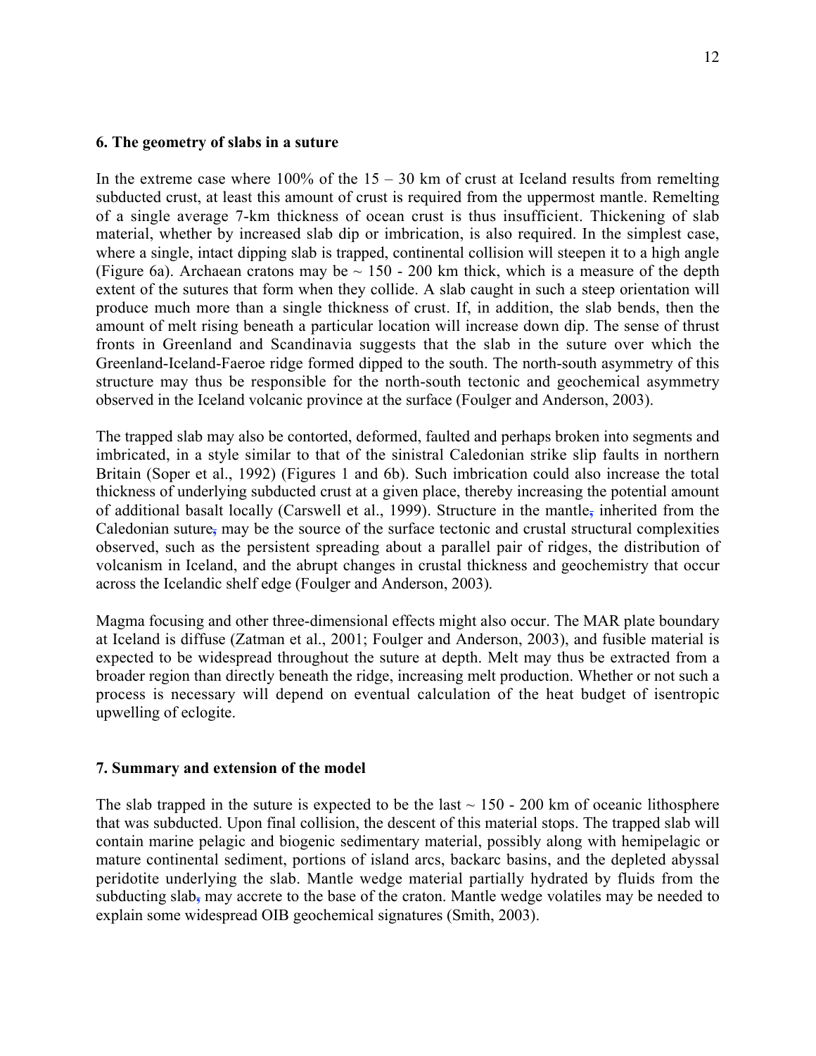## 6. The geometry of slabs in a suture

In the extreme case where 100% of the 15 – 30 km of crust at Iceland results from remelting subducted crust, at least this amount of crust is required from the uppermost mantle. Remelting of a single average 7-km thickness of ocean crust is thus insufficient. Thickening of slab material, whether by increased slab dip or imbrication, is also required. In the simplest case, where a single, intact dipping slab is trapped, continental collision will steepen it to a high angle (Figure 6a). Archaean cratons may be ~ 150 - 200 km thick, which is a measure of the depth extent of the sutures that form when they collide. A slab caught in such a steep orientation will produce much more than a single thickness of crust. If, in addition, the slab bends, then the amount of melt rising beneath a particular location will increase down dip. The sense of thrust fronts in Greenland and Scandinavia suggests that the slab in the suture over which the Greenland-Iceland-Faeroe ridge formed dipped to the south. The north-south asymmetry of this structure may thus be responsible for the north-south tectonic and geochemical asymmetry observed in the Iceland volcanic province at the surface (Foulger and Anderson, 2003).

The trapped slab may also be contorted, deformed, faulted and perhaps broken into segments and imbricated, in a style similar to that of the sinistral Caledonian strike slip faults in northern Britain (Soper et al., 1992) (Figures 1 and 6b). Such imbrication could also increase the total thickness of underlying subducted crust at a given place, thereby increasing the potential amount of additional basalt locally (Carswell et al., 1999). Structure in the mantle, inherited from the Caledonian suture, may be the source of the surface tectonic and crustal structural complexities observed, such as the persistent spreading about a parallel pair of ridges, the distribution of volcanism in Iceland, and the abrupt changes in crustal thickness and geochemistry that occur across the Icelandic shelf edge (Foulger and Anderson, 2003).

Magma focusing and other three-dimensional effects might also occur. The MAR plate boundary at Iceland is diffuse (Zatman et al., 2001; Foulger and Anderson, 2003), and fusible material is expected to be widespread throughout the suture at depth. Melt may thus be extracted from a broader region than directly beneath the ridge, increasing melt production. Whether or not such a process is necessary will depend on eventual calculation of the heat budget of isentropic upwelling of eclogite.

## 7. Summary and extension of the model

The slab trapped in the suture is expected to be the last ~ 150 - 200 km of oceanic lithosphere that was subducted. Upon final collision, the descent of this material stops. The trapped slab will contain marine pelagic and biogenic sedimentary material, possibly along with hemipelagic or mature continental sediment, portions of island arcs, backarc basins, and the depleted abyssal peridotite underlying the slab. Mantle wedge material partially hydrated by fluids from the subducting slab, may accrete to the base of the craton. Mantle wedge volatiles may be needed to explain some widespread OIB geochemical signatures (Smith, 2003).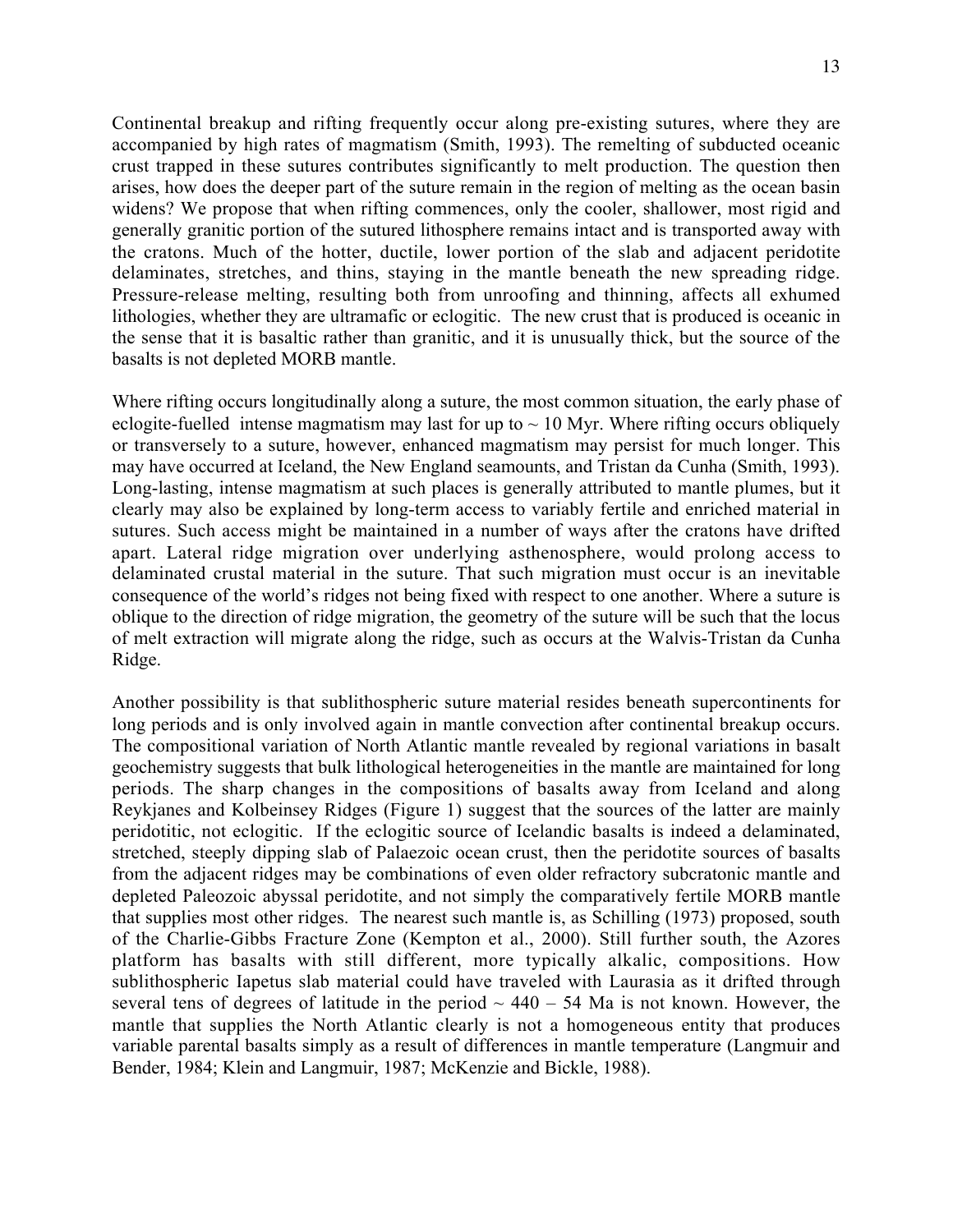Continental breakup and rifting frequently occur along pre-existing sutures, where they are accompanied by high rates of magmatism (Smith, 1993). The remelting of subducted oceanic crust trapped in these sutures contributes significantly to melt production. The question then arises, how does the deeper part of the suture remain in the region of melting as the ocean basin widens? We propose that when rifting commences, only the cooler, shallower, most rigid and generally granitic portion of the sutured lithosphere remains intact and is transported away with the cratons. Much of the hotter, ductile, lower portion of the slab and adjacent peridotite delaminates, stretches, and thins, staying in the mantle beneath the new spreading ridge. Pressure-release melting, resulting both from unroofing and thinning, affects all exhumed lithologies, whether they are ultramafic or eclogitic. The new crust that is produced is oceanic in the sense that it is basaltic rather than granitic, and it is unusually thick, but the source of the basalts is not depleted MORB mantle.

Where rifting occurs longitudinally along a suture, the most common situation, the early phase of eclogite-fuelled intense magmatism may last for up to ~ 10 Myr. Where rifting occurs obliquely or transversely to a suture, however, enhanced magmatism may persist for much longer. This may have occurred at Iceland, the New England seamounts, and Tristan da Cunha (Smith, 1993). Long-lasting, intense magmatism at such places is generally attributed to mantle plumes, but it clearly may also be explained by long-term access to variably fertile and enriched material in sutures. Such access might be maintained in a number of ways after the cratons have drifted apart. Lateral ridge migration over underlying asthenosphere, would prolong access to delaminated crustal material in the suture. That such migration must occur is an inevitable consequence of the world's ridges not being fixed with respect to one another. Where a suture is oblique to the direction of ridge migration, the geometry of the suture will be such that the locus of melt extraction will migrate along the ridge, such as occurs at the Walvis-Tristan da Cunha Ridge.

Another possibility is that sublithospheric suture material resides beneath supercontinents for long periods and is only involved again in mantle convection after continental breakup occurs. The compositional variation of North Atlantic mantle revealed by regional variations in basalt geochemistry suggests that bulk lithological heterogeneities in the mantle are maintained for long periods. The sharp changes in the compositions of basalts away from Iceland and along Reykjanes and Kolbeinsey Ridges (Figure 1) suggest that the sources of the latter are mainly peridotitic, not eclogitic. If the eclogitic source of Icelandic basalts is indeed a delaminated, stretched, steeply dipping slab of Palaezoic ocean crust, then the peridotite sources of basalts from the adjacent ridges may be combinations of even older refractory subcratonic mantle and depleted Paleozoic abyssal peridotite, and not simply the comparatively fertile MORB mantle that supplies most other ridges. The nearest such mantle is, as Schilling (1973) proposed, south of the Charlie-Gibbs Fracture Zone (Kempton et al., 2000). Still further south, the Azores platform has basalts with still different, more typically alkalic, compositions. How sublithospheric Iapetus slab material could have traveled with Laurasia as it drifted through several tens of degrees of latitude in the period ~ 440 – 54 Ma is not known. However, the mantle that supplies the North Atlantic clearly is not a homogeneous entity that produces variable parental basalts simply as a result of differences in mantle temperature (Langmuir and Bender, 1984; Klein and Langmuir, 1987; McKenzie and Bickle, 1988).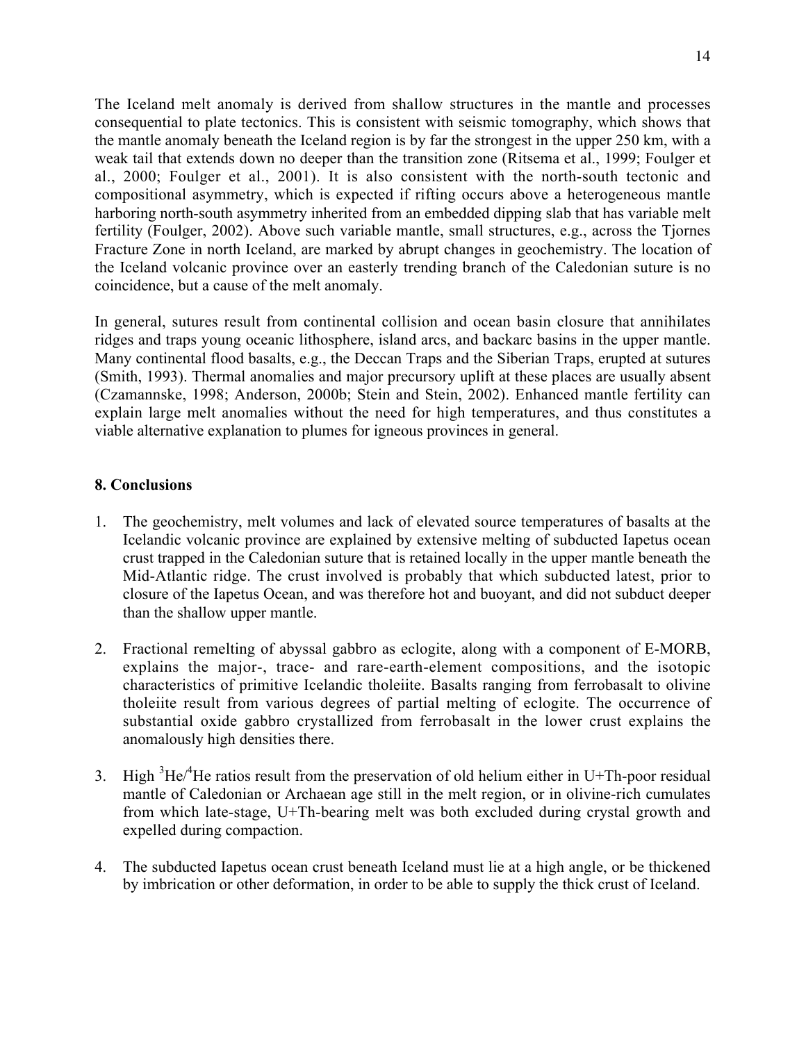The Iceland melt anomaly is derived from shallow structures in the mantle and processes consequential to plate tectonics. This is consistent with seismic tomography, which shows that the mantle anomaly beneath the Iceland region is by far the strongest in the upper 250 km, with a weak tail that extends down no deeper than the transition zone (Ritsema et al., 1999; Foulger et al., 2000; Foulger et al., 2001). It is also consistent with the north-south tectonic and compositional asymmetry, which is expected if rifting occurs above a heterogeneous mantle harboring north-south asymmetry inherited from an embedded dipping slab that has variable melt fertility (Foulger, 2002). Above such variable mantle, small structures, e.g., across the Tjornes Fracture Zone in north Iceland, are marked by abrupt changes in geochemistry. The location of the Iceland volcanic province over an easterly trending branch of the Caledonian suture is no coincidence, but a cause of the melt anomaly.

In general, sutures result from continental collision and ocean basin closure that annihilates ridges and traps young oceanic lithosphere, island arcs, and backarc basins in the upper mantle. Many continental flood basalts, e.g., the Deccan Traps and the Siberian Traps, erupted at sutures (Smith, 1993). Thermal anomalies and major precursory uplift at these places are usually absent (Czamannske, 1998; Anderson, 2000b; Stein and Stein, 2002). Enhanced mantle fertility can explain large melt anomalies without the need for high temperatures, and thus constitutes a viable alternative explanation to plumes for igneous provinces in general.

## 8. Conclusions

1. The geochemistry, melt volumes and lack of elevated source temperatures of basalts at the Icelandic volcanic province are explained by extensive melting of subducted Iapetus ocean crust trapped in the Caledonian suture that is retained locally in the upper mantle beneath the Mid-Atlantic ridge. The crust involved is probably that which subducted latest, prior to closure of the Iapetus Ocean, and was therefore hot and buoyant, and did not subduct deeper than the shallow upper mantle.

2. Fractional remelting of abyssal gabbro as eclogite, along with a component of E-MORB, explains the major-, trace- and rare-earth-element compositions, and the isotopic characteristics of primitive Icelandic tholeiite. Basalts ranging from ferrobasalt to olivine tholeiite result from various degrees of partial melting of eclogite. The occurrence of substantial oxide gabbro crystallized from ferrobasalt in the lower crust explains the anomalously high densities there.

3. High $^{3}He/^{4}He$ ratios result from the preservation of old helium either in U+Th-poor residual mantle of Caledonian or Archaean age still in the melt region, or in olivine-rich cumulates from which late-stage, U+Th-bearing melt was both excluded during crystal growth and expelled during compaction.

4. The subducted Iapetus ocean crust beneath Iceland must lie at a high angle, or be thickened by imbrication or other deformation, in order to be able to supply the thick crust of Iceland.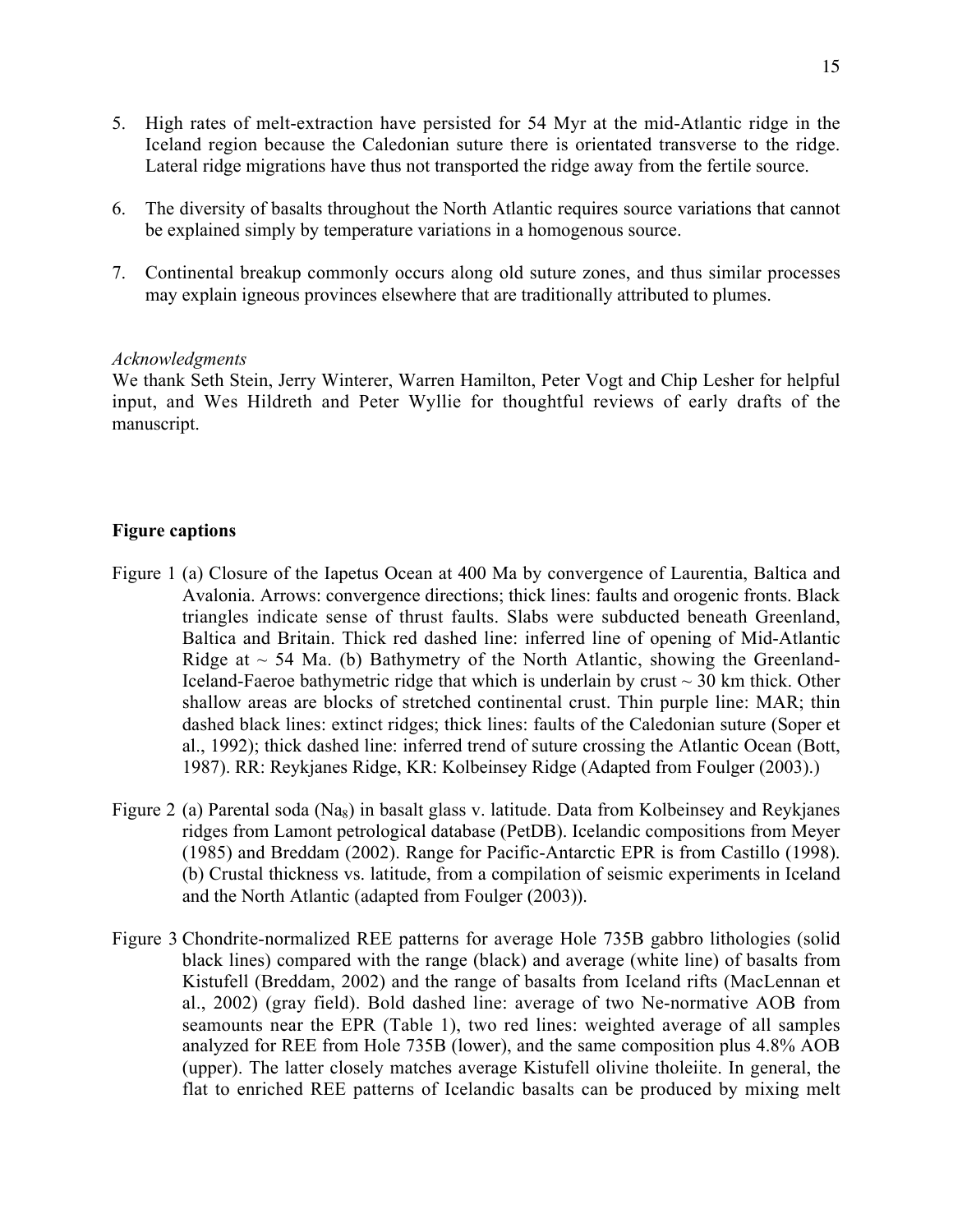5. High rates of melt-extraction have persisted for 54 Myr at the mid-Atlantic ridge in the Iceland region because the Caledonian suture there is orientated transverse to the ridge. Lateral ridge migrations have thus not transported the ridge away from the fertile source.

6. The diversity of basalts throughout the North Atlantic requires source variations that cannot be explained simply by temperature variations in a homogenous source.

7. Continental breakup commonly occurs along old suture zones, and thus similar processes may explain igneous provinces elsewhere that are traditionally attributed to plumes.

*Acknowledgments*
We thank Seth Stein, Jerry Winterer, Warren Hamilton, Peter Vogt and Chip Lesher for helpful input, and Wes Hildreth and Peter Wyllie for thoughtful reviews of early drafts of the manuscript.

**Figure captions**

Figure 1 (a) Closure of the Iapetus Ocean at 400 Ma by convergence of Laurentia, Baltica and Avalonia. Arrows: convergence directions; thick lines: faults and orogenic fronts. Black triangles indicate sense of thrust faults. Slabs were subducted beneath Greenland, Baltica and Britain. Thick red dashed line: inferred line of opening of Mid-Atlantic Ridge at ~ 54 Ma. (b) Bathymetry of the North Atlantic, showing the Greenland-Iceland-Faeroe bathymetric ridge that which is underlain by crust ~ 30 km thick. Other shallow areas are blocks of stretched continental crust. Thin purple line: MAR; thin dashed black lines: extinct ridges; thick lines: faults of the Caledonian suture (Soper et al., 1992); thick dashed line: inferred trend of suture crossing the Atlantic Ocean (Bott, 1987). RR: Reykjanes Ridge, KR: Kolbeinsey Ridge (Adapted from Foulger (2003).)

Figure 2 (a) Parental soda ($Na_8$) in basalt glass v. latitude. Data from Kolbeinsey and Reykjanes ridges from Lamont petrological database (PetDB). Icelandic compositions from Meyer (1985) and Breddam (2002). Range for Pacific-Antarctic EPR is from Castillo (1998). (b) Crustal thickness vs. latitude, from a compilation of seismic experiments in Iceland and the North Atlantic (adapted from Foulger (2003)).

Figure 3 Chondrite-normalized REE patterns for average Hole 735B gabbro lithologies (solid black lines) compared with the range (black) and average (white line) of basalts from Kistufell (Breddam, 2002) and the range of basalts from Iceland rifts (MacLennan et al., 2002) (gray field). Bold dashed line: average of two Ne-normative AOB from seamounts near the EPR (Table 1), two red lines: weighted average of all samples analyzed for REE from Hole 735B (lower), and the same composition plus 4.8% AOB (upper). The latter closely matches average Kistufell olivine tholeiite. In general, the flat to enriched REE patterns of Icelandic basalts can be produced by mixing melt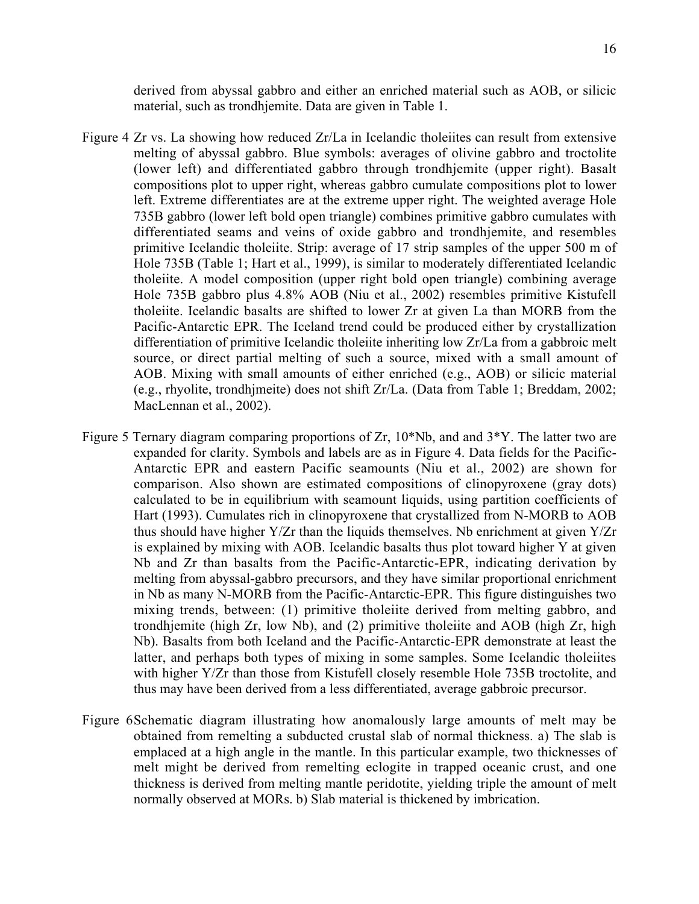derived from abyssal gabbro and either an enriched material such as AOB, or silicic material, such as trondhjemite. Data are given in Table 1.

Figure 4 Zr vs. La showing how reduced Zr/La in Icelandic tholeiites can result from extensive melting of abyssal gabbro. Blue symbols: averages of olivine gabbro and troctolite (lower left) and differentiated gabbro through trondhjemite (upper right). Basalt compositions plot to upper right, whereas gabbro cumulate compositions plot to lower left. Extreme differentiates are at the extreme upper right. The weighted average Hole 735B gabbro (lower left bold open triangle) combines primitive gabbro cumulates with differentiated seams and veins of oxide gabbro and trondhjemite, and resembles primitive Icelandic tholeiite. Strip: average of 17 strip samples of the upper 500 m of Hole 735B (Table 1; Hart et al., 1999), is similar to moderately differentiated Icelandic tholeiite. A model composition (upper right bold open triangle) combining average Hole 735B gabbro plus 4.8% AOB (Niu et al., 2002) resembles primitive Kistufell tholeiite. Icelandic basalts are shifted to lower Zr at given La than MORB from the Pacific-Antarctic EPR. The Iceland trend could be produced either by crystallization differentiation of primitive Icelandic tholeiite inheriting low Zr/La from a gabbroic melt source, or direct partial melting of such a source, mixed with a small amount of AOB. Mixing with small amounts of either enriched (e.g., AOB) or silicic material (e.g., rhyolite, trondhjmeite) does not shift Zr/La. (Data from Table 1; Breddam, 2002; MacLennan et al., 2002).

Figure 5 Ternary diagram comparing proportions of Zr, 10*Nb, and and 3*Y. The latter two are expanded for clarity. Symbols and labels are as in Figure 4. Data fields for the Pacific-Antarctic EPR and eastern Pacific seamounts (Niu et al., 2002) are shown for comparison. Also shown are estimated compositions of clinopyroxene (gray dots) calculated to be in equilibrium with seamount liquids, using partition coefficients of Hart (1993). Cumulates rich in clinopyroxene that crystallized from N-MORB to AOB thus should have higher Y/Zr than the liquids themselves. Nb enrichment at given Y/Zr is explained by mixing with AOB. Icelandic basalts thus plot toward higher Y at given Nb and Zr than basalts from the Pacific-Antarctic-EPR, indicating derivation by melting from abyssal-gabbro precursors, and they have similar proportional enrichment in Nb as many N-MORB from the Pacific-Antarctic-EPR. This figure distinguishes two mixing trends, between: (1) primitive tholeiite derived from melting gabbro, and trondhjemite (high Zr, low Nb), and (2) primitive tholeiite and AOB (high Zr, high Nb). Basalts from both Iceland and the Pacific-Antarctic-EPR demonstrate at least the latter, and perhaps both types of mixing in some samples. Some Icelandic tholeiites with higher Y/Zr than those from Kistufell closely resemble Hole 735B troctolite, and thus may have been derived from a less differentiated, average gabbroic precursor.

Figure 6 Schematic diagram illustrating how anomalously large amounts of melt may be obtained from remelting a subducted crustal slab of normal thickness. a) The slab is emplaced at a high angle in the mantle. In this particular example, two thicknesses of melt might be derived from remelting eclogite in trapped oceanic crust, and one thickness is derived from melting mantle peridotite, yielding triple the amount of melt normally observed at MORs. b) Slab material is thickened by imbrication.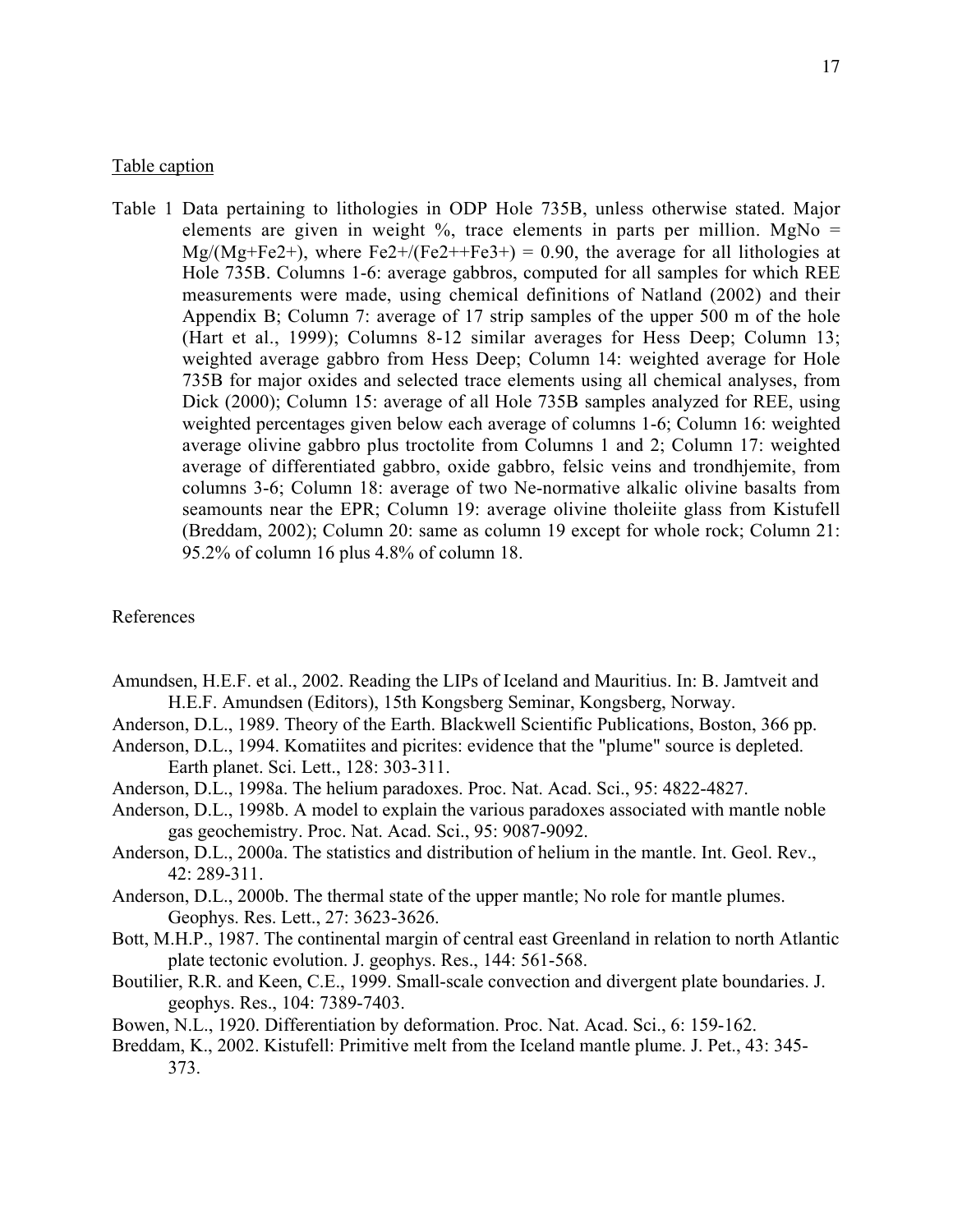Table caption

Table 1 Data pertaining to lithologies in ODP Hole 735B, unless otherwise stated. Major elements are given in weight %, trace elements in parts per million. MgNo = $Mg/(Mg+Fe^{2+})$, where $Fe^{2+}/(Fe^{2+}+Fe^{3+}) = 0.90$, the average for all lithologies at Hole 735B. Columns 1-6: average gabbros, computed for all samples for which REE measurements were made, using chemical definitions of Natland (2002) and their Appendix B; Column 7: average of 17 strip samples of the upper 500 m of the hole (Hart et al., 1999); Columns 8-12 similar averages for Hess Deep; Column 13; weighted average gabbro from Hess Deep; Column 14: weighted average for Hole 735B for major oxides and selected trace elements using all chemical analyses, from Dick (2000); Column 15: average of all Hole 735B samples analyzed for REE, using weighted percentages given below each average of columns 1-6; Column 16: weighted average olivine gabbro plus troctolite from Columns 1 and 2; Column 17: weighted average of differentiated gabbro, oxide gabbro, felsic veins and trondhjemite, from columns 3-6; Column 18: average of two Ne-normative alkalic olivine basalts from seamounts near the EPR; Column 19: average olivine tholeiite glass from Kistufell (Breddam, 2002); Column 20: same as column 19 except for whole rock; Column 21: 95.2% of column 16 plus 4.8% of column 18.

References

Amundsen, H.E.F. et al., 2002. Reading the LIPs of Iceland and Mauritius. In: B. Jamtveit and H.E.F. Amundsen (Editors), 15th Kongsberg Seminar, Kongsberg, Norway.

Anderson, D.L., 1989. Theory of the Earth. Blackwell Scientific Publications, Boston, 366 pp.

Anderson, D.L., 1994. Komatiites and picrites: evidence that the "plume" source is depleted. Earth planet. Sci. Lett., 128: 303-311.

Anderson, D.L., 1998a. The helium paradoxes. Proc. Nat. Acad. Sci., 95: 4822-4827.

Anderson, D.L., 1998b. A model to explain the various paradoxes associated with mantle noble gas geochemistry. Proc. Nat. Acad. Sci., 95: 9087-9092.

Anderson, D.L., 2000a. The statistics and distribution of helium in the mantle. Int. Geol. Rev., 42: 289-311.

Anderson, D.L., 2000b. The thermal state of the upper mantle; No role for mantle plumes. Geophys. Res. Lett., 27: 3623-3626.

Bott, M.H.P., 1987. The continental margin of central east Greenland in relation to north Atlantic plate tectonic evolution. J. geophys. Res., 144: 561-568.

Boutilier, R.R. and Keen, C.E., 1999. Small-scale convection and divergent plate boundaries. J. geophys. Res., 104: 7389-7403.

Bowen, N.L., 1920. Differentiation by deformation. Proc. Nat. Acad. Sci., 6: 159-162.

Breddam, K., 2002. Kistufell: Primitive melt from the Iceland mantle plume. J. Pet., 43: 345-373.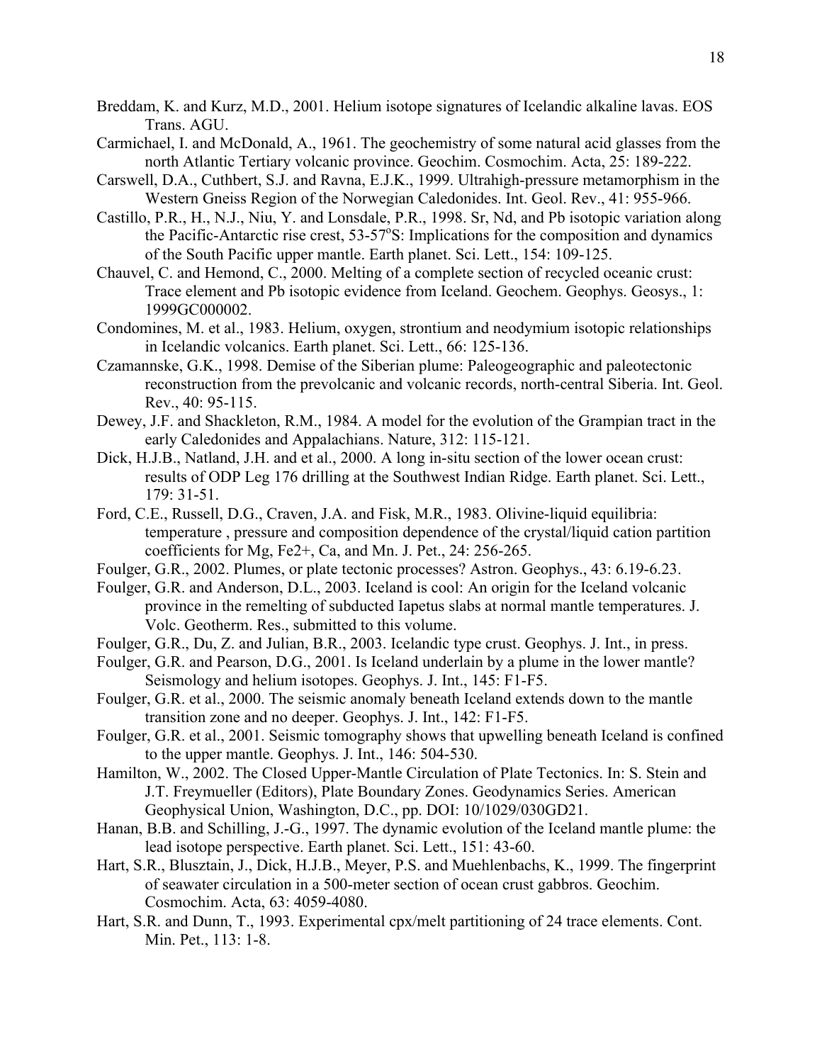Breddam, K. and Kurz, M.D., 2001. Helium isotope signatures of Icelandic alkaline lavas. EOS Trans. AGU.

Carmichael, I. and McDonald, A., 1961. The geochemistry of some natural acid glasses from the north Atlantic Tertiary volcanic province. Geochim. Cosmochim. Acta, 25: 189-222.

Carswell, D.A., Cuthbert, S.J. and Ravna, E.J.K., 1999. Ultrahigh-pressure metamorphism in the Western Gneiss Region of the Norwegian Caledonides. Int. Geol. Rev., 41: 955-966.

Castillo, P.R., H., N.J., Niu, Y. and Lonsdale, P.R., 1998. Sr, Nd, and Pb isotopic variation along the Pacific-Antarctic rise crest, 53-57°S: Implications for the composition and dynamics of the South Pacific upper mantle. Earth planet. Sci. Lett., 154: 109-125.

Chauvel, C. and Hemond, C., 2000. Melting of a complete section of recycled oceanic crust: Trace element and Pb isotopic evidence from Iceland. Geochem. Geophys. Geosys., 1: 1999GC000002.

Condomines, M. et al., 1983. Helium, oxygen, strontium and neodymium isotopic relationships in Icelandic volcanics. Earth planet. Sci. Lett., 66: 125-136.

Czamannske, G.K., 1998. Demise of the Siberian plume: Paleogeographic and paleotectonic reconstruction from the prevolcanic and volcanic records, north-central Siberia. Int. Geol. Rev., 40: 95-115.

Dewey, J.F. and Shackleton, R.M., 1984. A model for the evolution of the Grampian tract in the early Caledonides and Appalachians. Nature, 312: 115-121.

Dick, H.J.B., Natland, J.H. and et al., 2000. A long in-situ section of the lower ocean crust: results of ODP Leg 176 drilling at the Southwest Indian Ridge. Earth planet. Sci. Lett., 179: 31-51.

Ford, C.E., Russell, D.G., Craven, J.A. and Fisk, M.R., 1983. Olivine-liquid equilibria: temperature , pressure and composition dependence of the crystal/liquid cation partition coefficients for Mg, Fe2+, Ca, and Mn. J. Pet., 24: 256-265.

Foulger, G.R., 2002. Plumes, or plate tectonic processes? Astron. Geophys., 43: 6.19-6.23.

Foulger, G.R. and Anderson, D.L., 2003. Iceland is cool: An origin for the Iceland volcanic province in the remelting of subducted Iapetus slabs at normal mantle temperatures. J. Volc. Geotherm. Res., submitted to this volume.

Foulger, G.R., Du, Z. and Julian, B.R., 2003. Icelandic type crust. Geophys. J. Int., in press.

Foulger, G.R. and Pearson, D.G., 2001. Is Iceland underlain by a plume in the lower mantle? Seismology and helium isotopes. Geophys. J. Int., 145: F1-F5.

Foulger, G.R. et al., 2000. The seismic anomaly beneath Iceland extends down to the mantle transition zone and no deeper. Geophys. J. Int., 142: F1-F5.

Foulger, G.R. et al., 2001. Seismic tomography shows that upwelling beneath Iceland is confined to the upper mantle. Geophys. J. Int., 146: 504-530.

Hamilton, W., 2002. The Closed Upper-Mantle Circulation of Plate Tectonics. In: S. Stein and J.T. Freymueller (Editors), Plate Boundary Zones. Geodynamics Series. American Geophysical Union, Washington, D.C., pp. DOI: 10/1029/030GD21.

Hanan, B.B. and Schilling, J.-G., 1997. The dynamic evolution of the Iceland mantle plume: the lead isotope perspective. Earth planet. Sci. Lett., 151: 43-60.

Hart, S.R., Blusztain, J., Dick, H.J.B., Meyer, P.S. and Muehlenbachs, K., 1999. The fingerprint of seawater circulation in a 500-meter section of ocean crust gabbros. Geochim. Cosmochim. Acta, 63: 4059-4080.

Hart, S.R. and Dunn, T., 1993. Experimental cpx/melt partitioning of 24 trace elements. Cont. Min. Pet., 113: 1-8.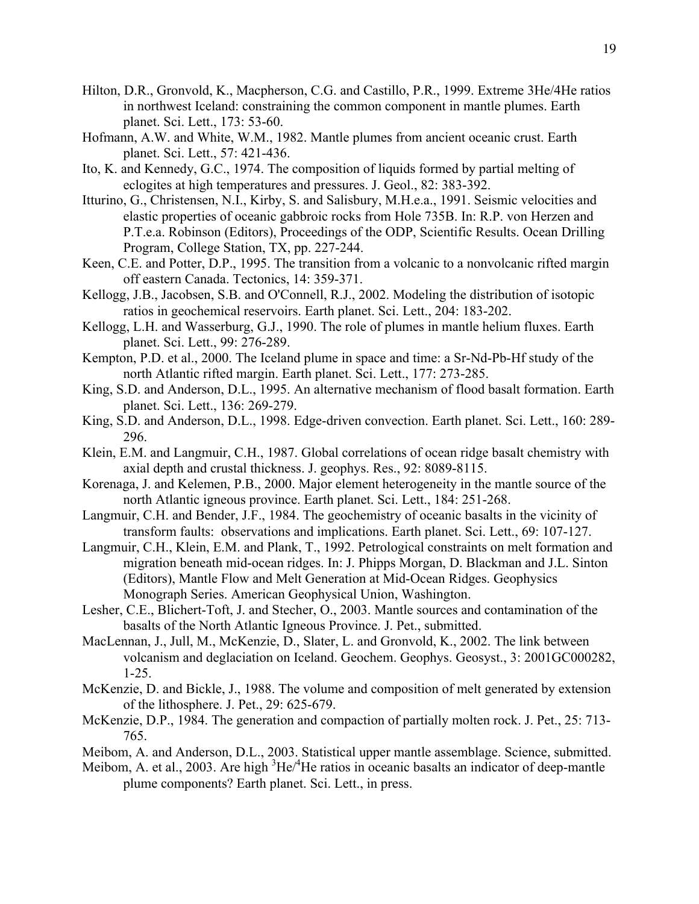Hilton, D.R., Gronvold, K., Macpherson, C.G. and Castillo, P.R., 1999. Extreme 3He/4He ratios in northwest Iceland: constraining the common component in mantle plumes. Earth planet. Sci. Lett., 173: 53-60.

Hofmann, A.W. and White, W.M., 1982. Mantle plumes from ancient oceanic crust. Earth planet. Sci. Lett., 57: 421-436.

Ito, K. and Kennedy, G.C., 1974. The composition of liquids formed by partial melting of eclogites at high temperatures and pressures. J. Geol., 82: 383-392.

Itturino, G., Christensen, N.I., Kirby, S. and Salisbury, M.H.e.a., 1991. Seismic velocities and elastic properties of oceanic gabbroic rocks from Hole 735B. In: R.P. von Herzen and P.T.e.a. Robinson (Editors), Proceedings of the ODP, Scientific Results. Ocean Drilling Program, College Station, TX, pp. 227-244.

Keen, C.E. and Potter, D.P., 1995. The transition from a volcanic to a nonvolcanic rifted margin off eastern Canada. Tectonics, 14: 359-371.

Kellogg, J.B., Jacobsen, S.B. and O'Connell, R.J., 2002. Modeling the distribution of isotopic ratios in geochemical reservoirs. Earth planet. Sci. Lett., 204: 183-202.

Kellogg, L.H. and Wasserburg, G.J., 1990. The role of plumes in mantle helium fluxes. Earth planet. Sci. Lett., 99: 276-289.

Kempton, P.D. et al., 2000. The Iceland plume in space and time: a Sr-Nd-Pb-Hf study of the north Atlantic rifted margin. Earth planet. Sci. Lett., 177: 273-285.

King, S.D. and Anderson, D.L., 1995. An alternative mechanism of flood basalt formation. Earth planet. Sci. Lett., 136: 269-279.

King, S.D. and Anderson, D.L., 1998. Edge-driven convection. Earth planet. Sci. Lett., 160: 289-296.

Klein, E.M. and Langmuir, C.H., 1987. Global correlations of ocean ridge basalt chemistry with axial depth and crustal thickness. J. geophys. Res., 92: 8089-8115.

Korenaga, J. and Kelemen, P.B., 2000. Major element heterogeneity in the mantle source of the north Atlantic igneous province. Earth planet. Sci. Lett., 184: 251-268.

Langmuir, C.H. and Bender, J.F., 1984. The geochemistry of oceanic basalts in the vicinity of transform faults: observations and implications. Earth planet. Sci. Lett., 69: 107-127.

Langmuir, C.H., Klein, E.M. and Plank, T., 1992. Petrological constraints on melt formation and migration beneath mid-ocean ridges. In: J. Phipps Morgan, D. Blackman and J.L. Sinton (Editors), Mantle Flow and Melt Generation at Mid-Ocean Ridges. Geophysics Monograph Series. American Geophysical Union, Washington.

Lesher, C.E., Blichert-Toft, J. and Stecher, O., 2003. Mantle sources and contamination of the basalts of the North Atlantic Igneous Province. J. Pet., submitted.

MacLennan, J., Jull, M., McKenzie, D., Slater, L. and Gronvold, K., 2002. The link between volcanism and deglaciation on Iceland. Geochem. Geophys. Geosyst., 3: 2001GC000282, 1-25.

McKenzie, D. and Bickle, J., 1988. The volume and composition of melt generated by extension of the lithosphere. J. Pet., 29: 625-679.

McKenzie, D.P., 1984. The generation and compaction of partially molten rock. J. Pet., 25: 713-765.

Meibom, A. and Anderson, D.L., 2003. Statistical upper mantle assemblage. Science, submitted.

Meibom, A. et al., 2003. Are high $^3He/^4He$ ratios in oceanic basalts an indicator of deep-mantle plume components? Earth planet. Sci. Lett., in press.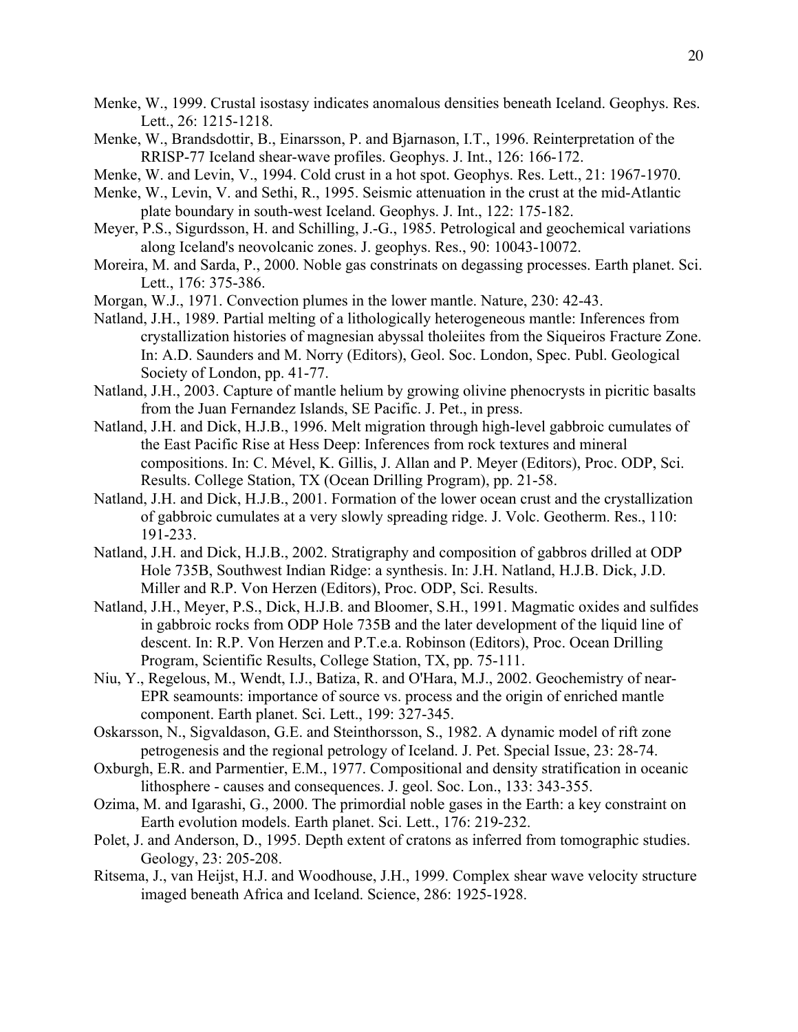Menke, W., 1999. Crustal isostasy indicates anomalous densities beneath Iceland. Geophys. Res. Lett., 26: 1215-1218.

Menke, W., Brandsdottir, B., Einarsson, P. and Bjarnason, I.T., 1996. Reinterpretation of the RRISP-77 Iceland shear-wave profiles. Geophys. J. Int., 126: 166-172.

Menke, W. and Levin, V., 1994. Cold crust in a hot spot. Geophys. Res. Lett., 21: 1967-1970.

Menke, W., Levin, V. and Sethi, R., 1995. Seismic attenuation in the crust at the mid-Atlantic plate boundary in south-west Iceland. Geophys. J. Int., 122: 175-182.

Meyer, P.S., Sigurdsson, H. and Schilling, J.-G., 1985. Petrological and geochemical variations along Iceland's neovolcanic zones. J. geophys. Res., 90: 10043-10072.

Moreira, M. and Sarda, P., 2000. Noble gas constrinats on degassing processes. Earth planet. Sci. Lett., 176: 375-386.

Morgan, W.J., 1971. Convection plumes in the lower mantle. Nature, 230: 42-43.

Natland, J.H., 1989. Partial melting of a lithologically heterogeneous mantle: Inferences from crystallization histories of magnesian abyssal tholeiites from the Siqueiros Fracture Zone. In: A.D. Saunders and M. Norry (Editors), Geol. Soc. London, Spec. Publ. Geological Society of London, pp. 41-77.

Natland, J.H., 2003. Capture of mantle helium by growing olivine phenocrysts in picritic basalts from the Juan Fernandez Islands, SE Pacific. J. Pet., in press.

Natland, J.H. and Dick, H.J.B., 1996. Melt migration through high-level gabbroic cumulates of the East Pacific Rise at Hess Deep: Inferences from rock textures and mineral compositions. In: C. Mével, K. Gillis, J. Allan and P. Meyer (Editors), Proc. ODP, Sci. Results. College Station, TX (Ocean Drilling Program), pp. 21-58.

Natland, J.H. and Dick, H.J.B., 2001. Formation of the lower ocean crust and the crystallization of gabbroic cumulates at a very slowly spreading ridge. J. Volc. Geotherm. Res., 110: 191-233.

Natland, J.H. and Dick, H.J.B., 2002. Stratigraphy and composition of gabbros drilled at ODP Hole 735B, Southwest Indian Ridge: a synthesis. In: J.H. Natland, H.J.B. Dick, J.D. Miller and R.P. Von Herzen (Editors), Proc. ODP, Sci. Results.

Natland, J.H., Meyer, P.S., Dick, H.J.B. and Bloomer, S.H., 1991. Magmatic oxides and sulfides in gabbroic rocks from ODP Hole 735B and the later development of the liquid line of descent. In: R.P. Von Herzen and P.T.e.a. Robinson (Editors), Proc. Ocean Drilling Program, Scientific Results, College Station, TX, pp. 75-111.

Niu, Y., Regelous, M., Wendt, I.J., Batiza, R. and O'Hara, M.J., 2002. Geochemistry of near-EPR seamounts: importance of source vs. process and the origin of enriched mantle component. Earth planet. Sci. Lett., 199: 327-345.

Oskarsson, N., Sigvaldason, G.E. and Steinthorsson, S., 1982. A dynamic model of rift zone petrogenesis and the regional petrology of Iceland. J. Pet. Special Issue, 23: 28-74.

Oxburgh, E.R. and Parmentier, E.M., 1977. Compositional and density stratification in oceanic lithosphere - causes and consequences. J. geol. Soc. Lon., 133: 343-355.

Ozima, M. and Igarashi, G., 2000. The primordial noble gases in the Earth: a key constraint on Earth evolution models. Earth planet. Sci. Lett., 176: 219-232.

Polet, J. and Anderson, D., 1995. Depth extent of cratons as inferred from tomographic studies. Geology, 23: 205-208.

Ritsema, J., van Heijst, H.J. and Woodhouse, J.H., 1999. Complex shear wave velocity structure imaged beneath Africa and Iceland. Science, 286: 1925-1928.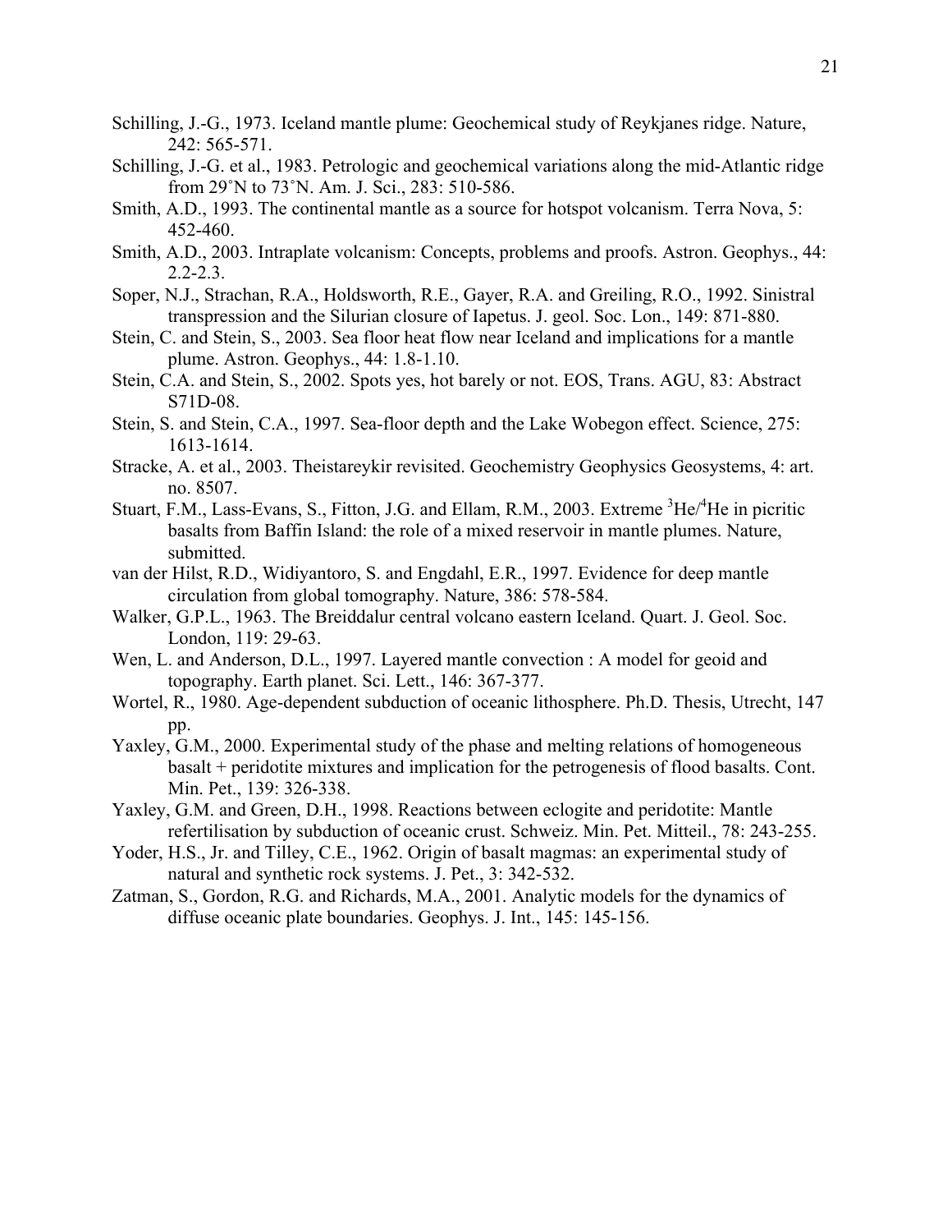Schilling, J.-G., 1973. Iceland mantle plume: Geochemical study of Reykjanes ridge. Nature, 242: 565-571.

Schilling, J.-G. et al., 1983. Petrologic and geochemical variations along the mid-Atlantic ridge from 29˚N to 73˚N. Am. J. Sci., 283: 510-586.

Smith, A.D., 1993. The continental mantle as a source for hotspot volcanism. Terra Nova, 5: 452-460.

Smith, A.D., 2003. Intraplate volcanism: Concepts, problems and proofs. Astron. Geophys., 44: 2.2-2.3.

Soper, N.J., Strachan, R.A., Holdsworth, R.E., Gayer, R.A. and Greiling, R.O., 1992. Sinistral transpression and the Silurian closure of Iapetus. J. geol. Soc. Lon., 149: 871-880.

Stein, C. and Stein, S., 2003. Sea floor heat flow near Iceland and implications for a mantle plume. Astron. Geophys., 44: 1.8-1.10.

Stein, C.A. and Stein, S., 2002. Spots yes, hot barely or not. EOS, Trans. AGU, 83: Abstract S71D-08.

Stein, S. and Stein, C.A., 1997. Sea-floor depth and the Lake Wobegon effect. Science, 275: 1613-1614.

Stracke, A. et al., 2003. Theistareykir revisited. Geochemistry Geophysics Geosystems, 4: art. no. 8507.

Stuart, F.M., Lass-Evans, S., Fitton, J.G. and Ellam, R.M., 2003. Extreme $^3He/^4He$ in picritic basalts from Baffin Island: the role of a mixed reservoir in mantle plumes. Nature, submitted.

van der Hilst, R.D., Widiyantoro, S. and Engdahl, E.R., 1997. Evidence for deep mantle circulation from global tomography. Nature, 386: 578-584.

Walker, G.P.L., 1963. The Breiddalur central volcano eastern Iceland. Quart. J. Geol. Soc. London, 119: 29-63.

Wen, L. and Anderson, D.L., 1997. Layered mantle convection : A model for geoid and topography. Earth planet. Sci. Lett., 146: 367-377.

Wortel, R., 1980. Age-dependent subduction of oceanic lithosphere. Ph.D. Thesis, Utrecht, 147 pp.

Yaxley, G.M., 2000. Experimental study of the phase and melting relations of homogeneous basalt + peridotite mixtures and implication for the petrogenesis of flood basalts. Cont. Min. Pet., 139: 326-338.

Yaxley, G.M. and Green, D.H., 1998. Reactions between eclogite and peridotite: Mantle refertilisation by subduction of oceanic crust. Schweiz. Min. Pet. Mitteil., 78: 243-255.

Yoder, H.S., Jr. and Tilley, C.E., 1962. Origin of basalt magmas: an experimental study of natural and synthetic rock systems. J. Pet., 3: 342-532.

Zatman, S., Gordon, R.G. and Richards, M.A., 2001. Analytic models for the dynamics of diffuse oceanic plate boundaries. Geophys. J. Int., 145: 145-156.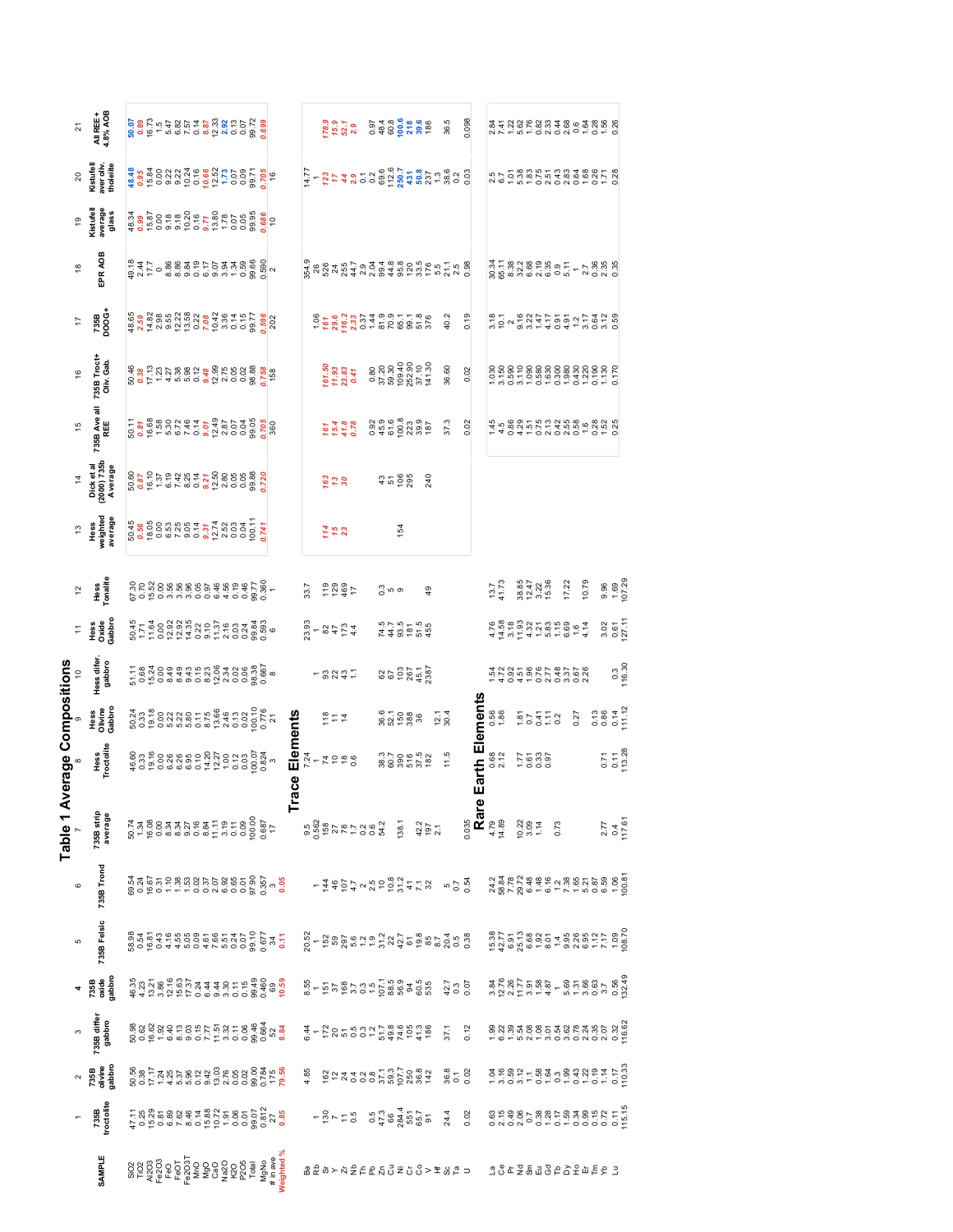# Table 1 Average Compositions

| | 1 | 2 | 3 | 4 | 5 | 6 | 7 | 8 | 9 | 10 | 11 | 12 | 13 | 14 | 15 | 16 | 17 | 18 | 19 | 20 | 21 |
|---|---|---|---|---|---|---|---|---|---|---|---|---|---|---|---|---|---|---|---|---|---|
| SAMPLE | 735B troctolite | 735B olivine gabbro | 735B differ gabbro | 735B oxide gabbro | 735B Felsic | 735B Trond | 735B strip average | Hess Troctolite | Hess Olivine Gabbro | Hess difer. gabbro | Hess Oxide Gabbro | Hess Tonalite | Hess weighted average | Dick et al (2000) 735b Average | 735B Ave all REE | 735B Troct+ Oliv. Gab. | 735B DOOG+ | EPR AOB | Kistufell average glass | Kistufell aver oliv. tholeiite | All REE + 4.8% AOB |
| $SiO_2$ | 47.11 | 50.56 | 50.98 | 46.35 | 58.98 | 69.54 | 50.74 | 46.60 | 50.24 | 51.11 | 50.45 | 67.30 | 50.45 | 50.60 | 50.11 | 50.46 | 48.65 | 49.18 | 48.34 | 48.48 | 50.07 |
| $TiO_2$ | 0.25 | 0.38 | 0.62 | 4.23 | 0.54 | 0.24 | 1.34 | 0.33 | 0.33 | 0.68 | 1.71 | 0.70 | 0.56 | 0.87 | 0.81 | 0.38 | 2.39 | 2.44 | 0.99 | 0.95 | 0.89 |
| $Al_2O_3$ | 15.29 | 17.17 | 16.82 | 13.21 | 16.81 | 16.67 | 16.08 | 19.16 | 19.18 | 15.24 | 11.64 | 15.52 | 18.05 | 16.10 | 16.68 | 17.13 | 14.82 | 17.7 | 15.87 | 15.84 | 16.73 |
| $Fe_2O_3$ | 0.81 | 1.24 | 1.92 | 3.86 | 0.43 | 0.31 | 0.00 | 0.00 | 0.00 | 0.00 | 0.00 | 0.00 | 0.00 | 1.37 | 1.58 | 1.23 | 2.98 | 0 | 0.00 | 0.00 | 1.5 |
| FeO | 6.89 | 4.25 | 6.40 | 12.16 | 4.16 | 1.10 | 8.34 | 6.26 | 5.22 | 8.49 | 12.92 | 3.56 | 6.53 | 6.19 | 5.30 | 4.27 | 9.55 | 8.86 | 9.18 | 9.22 | 5.47 |
| FeOT | 7.62 | 5.37 | 8.13 | 15.63 | 4.55 | 1.38 | 8.34 | 6.26 | 5.22 | 8.49 | 12.92 | 3.56 | 7.25 | 7.42 | 6.72 | 5.38 | 12.22 | 8.86 | 9.18 | 9.22 | 6.82 |
| $Fe_2O_3T$ | 8.46 | 5.96 | 9.03 | 17.37 | 5.05 | 1.53 | 9.27 | 6.95 | 5.80 | 9.43 | 14.35 | 3.96 | 9.05 | 8.25 | 7.46 | 5.98 | 13.58 | 9.84 | 10.20 | 10.24 | 7.57 |
| MnO | 0.14 | 0.12 | 0.15 | 0.24 | 0.09 | 0.02 | 0.16 | 0.10 | 0.11 | 0.15 | 0.22 | 0.05 | 0.14 | 0.14 | 0.14 | 0.12 | 0.22 | 0.19 | 0.16 | 0.16 | 0.14 |
| MgO | 15.88 | 9.42 | 7.77 | 6.44 | 4.61 | 0.37 | 8.84 | 14.20 | 8.75 | 8.23 | 9.10 | 0.97 | 9.31 | 9.21 | 9.01 | 9.48 | 7.08 | 6.17 | 9.71 | 10.66 | 8.87 |
| CaO | 10.72 | 13.03 | 11.51 | 9.44 | 7.66 | 2.07 | 11.11 | 12.27 | 13.66 | 12.06 | 11.37 | 6.46 | 12.74 | 12.50 | 12.49 | 12.99 | 10.42 | 9.07 | 13.80 | 12.52 | 12.33 |
| $Na_2O$ | 1.91 | 2.76 | 3.32 | 3.30 | 5.51 | 6.92 | 3.19 | 1.00 | 2.46 | 2.34 | 2.16 | 4.56 | 2.52 | 2.80 | 2.87 | 2.75 | 3.36 | 3.94 | 1.78 | 1.73 | 2.92 |
| $K_2O$ | 0.06 | 0.05 | 0.11 | 0.11 | 0.24 | 0.65 | 0.11 | 0.12 | 0.13 | 0.02 | 0.03 | 0.19 | 0.03 | 0.05 | 0.07 | 0.05 | 0.14 | 1.34 | 0.07 | 0.07 | 0.13 |
| $P_2O_5$ | 0.01 | 0.02 | 0.06 | 0.15 | 0.07 | 0.01 | 0.09 | 0.03 | 0.02 | 0.06 | 0.24 | 0.46 | 0.04 | 0.05 | 0.04 | 0.02 | 0.15 | 0.59 | 0.05 | 0.09 | 0.07 |
| Total | 99.87 | 99.00 | 99.46 | 99.49 | 99.10 | 97.30 | 100.00 | 100.07 | 100.10 | 98.38 | 99.84 | 99.77 | 100.11 | 99.88 | 99.05 | 98.88 | 99.77 | 99.66 | 99.95 | 99.71 | 99.72 |
| MgNo | 0.812 | 0.794 | 0.664 | 0.460 | 0.677 | 0.357 | 0.687 | 0.824 | 0.776 | 0.667 | 0.593 | 0.360 | 0.741 | 0.720 | 0.705 | 0.758 | 0.596 | 0.590 | 0.686 | 0.705 | 0.699 |
| # in ave | 27 | 175 | 52 | 69 | 34 | 3 | 17 | 3 | 21 | 8 | 6 | 1 | | | 360 | 158 | 202 | 2 | 10 | 16 | |
| Weighted % | 0.85 | 79.56 | 8.84 | 10.59 | 0.11 | 0.05 | | | | | | | | | | | | | | | |
| **Trace Elements** | | | | | | | | | | | | | | | | | | | | | |
| Ba | | 4.85 | 6.44 | 8.55 | 20.52 | | 9.5 | 7.24 | | | 23.93 | 33.7 | | | | | | 354.9 | | 14.77 | |
| Rb | 1 | | 1 | 1 | 1 | 1 | 0.562 | 1 | | 1 | 1 | | | | | | 1.06 | 26 | | 1 | |
| Sr | 130 | 162 | 172 | 151 | 152 | 144 | 158 | 74 | 118 | 93 | 82 | 119 | 114 | 163 | 161 | 161.50 | 161 | 526 | | 123 | 178.9 |
| Y | 7 | 12 | 20 | 37 | 59 | 46 | 27 | 10 | 11 | 22 | 47 | 129 | 15 | 13 | 15.4 | 11.93 | 28.6 | 24 | | 17 | 15.9 |
| Zr | 11 | 24 | 51 | 168 | 297 | 107 | 78 | 18 | 14 | 43 | 173 | 469 | 23 | 30 | 41.8 | 23.83 | 116.2 | 255 | | 44 | 52.1 |
| Nb | 0.5 | 0.4 | 0.5 | 3.7 | 5.6 | 4.7 | 1.7 | 0.6 | | 1.1 | 4.4 | 17 | | | 0.78 | 0.41 | 2.33 | 44.7 | | 2.9 | 2.9 |
| Th | | 0.2 | 0.3 | 0.3 | 1.2 | 2 | 0.2 | | | | | | | | | | 0.37 | 2.9 | | 0.1 | |
| Pb | 0.5 | 0.8 | 1.2 | 1.5 | 1.9 | 2.5 | 0.6 | | | | | | | | 0.92 | 0.80 | 1.44 | 2.04 | | 0.2 | 0.97 |
| Zn | 47.3 | 37.1 | 51.7 | 107.1 | 31.2 | 10 | 54.2 | 38.3 | 36.6 | 62 | 74.5 | 0.3 | | 43 | 45.9 | 37.20 | 81.9 | 99.4 | | 69.6 | 48.4 |
| Cu | 66 | 59.3 | 49.8 | 84.5 | 22 | 10.8 | | 60.7 | 52.1 | 67 | 44.7 | 5 | | 51 | 61.6 | 59.30 | 70.9 | 44.8 | | 112.6 | 60.8 |
| Ni | 284.4 | 107.7 | 74.6 | 56.9 | 42.7 | 31.2 | 138.1 | 390 | 150 | 103 | 93.5 | 9 | 154 | 106 | 100.8 | 109.40 | 65.1 | 95.8 | | 250.7 | 100.6 |
| Cr | 551 | 250 | 105 | 94 | 61 | 41 | | 516 | 388 | 267 | 181 | | | 295 | 223 | 252.90 | 99.1 | 120 | | 431 | 218 |
| Co | 65.7 | 36.8 | 41.3 | 60.5 | 19.8 | 7.1 | 42.2 | 37.5 | 36 | 45.1 | 51.5 | | | | 39.9 | 37.10 | 51.8 | 33.5 | | 50.8 | 39.6 |
| V | 91 | 142 | 186 | 535 | 85 | 32 | 197 | 182 | | 2387 | 455 | 49 | | 240 | 187 | 141.30 | 376 | 176 | | 237 | 186 |
| Hf | | | | | 8.7 | | 2.1 | 11.5 | 12.1 | | | | | | | | | 5.5 | | 1.3 | |
| Sc | 24.4 | 36.8 | 37.1 | 42.7 | 20.4 | 5 | | | 30.4 | | | | | | 37.3 | 36.60 | 40.2 | 21.1 | | 38.6 | 36.5 |
| Ta | | 0.1 | | 0.3 | 0.5 | 0.7 | | | | | | | | | | | | 2.5 | | 0.2 | |
| U | 0.02 | 0.02 | 0.12 | 0.07 | 0.38 | 0.54 | 0.035 | | | | | | | | 0.02 | 0.02 | 0.19 | 0.98 | | 0.03 | 0.098 |
| **Rare Earth Elements** | | | | | | | | | | | | | | | | | | | | | |
| La | 0.63 | 1.04 | 1.99 | 3.84 | 15.38 | 24.2 | 4.79 | 0.68 | 0.56 | 1.54 | 4.76 | 13.7 | | | 1.45 | 1.030 | 3.18 | 30.34 | | 2.5 | 2.84 |
| Ce | 2.15 | 3.16 | 6.22 | 12.15 | 42.77 | 58.84 | 14.89 | 2.12 | 1.86 | 4.72 | 14.58 | 41.73 | | | 4.5 | 3.150 | 10.1 | 65.11 | | 6.7 | 7.41 |
| Pr | 0.49 | 0.59 | 1.39 | 2.26 | 6.91 | 7.78 | | | | 0.92 | 3.18 | | | | 0.86 | 0.590 | 2 | 8.38 | | 1.01 | 1.22 |
| Nd | 2.06 | 3.12 | 5.54 | 11.77 | 25.13 | 29.72 | 10.22 | 1.77 | 1.81 | 4.51 | 11.93 | 38.85 | | | 4.29 | 3.110 | 9.16 | 32.2 | | 5.38 | 5.62 |
| Sm | 0.7 | 1.1 | 2.08 | 3.91 | 6.68 | 6.48 | 3.09 | 0.61 | 0.7 | 1.96 | 4.32 | 12.47 | | | 1.51 | 1.090 | 3.22 | 6.68 | | 1.83 | 1.76 |
| Eu | 0.38 | 0.58 | 1.08 | 1.58 | 1.92 | 1.48 | 1.14 | 0.33 | 0.41 | 0.76 | 1.21 | 3.22 | | | 0.75 | 0.580 | 1.47 | 2.19 | | 0.75 | 0.82 |
| Gd | 1.28 | 1.64 | 3.01 | 4.87 | 8.01 | 6.16 | | 0.97 | 1.11 | 2.77 | 5.83 | 15.36 | | | 2.13 | 1.630 | 4.17 | 6.35 | | 2.51 | 2.33 |
| Tb | 0.17 | 0.3 | 0.54 | 1 | 1.4 | 1.2 | 0.73 | | 0.2 | 0.48 | 1.15 | | | | 0.42 | 0.300 | 0.91 | 0.9 | | 0.43 | 0.44 |
| Dy | 1.59 | 1.99 | 3.62 | 5.69 | 9.95 | 7.38 | | | | 3.37 | 6.69 | 17.22 | | | 2.55 | 1.980 | 4.91 | 5.11 | | 2.83 | 2.68 |
| Ho | 0.34 | 0.43 | 0.78 | 1.31 | 2.26 | 1.65 | | | 0.27 | 0.67 | 1.6 | | | | 0.58 | 0.430 | 1.2 | 1 | | 0.64 | 0.6 |
| Er | 0.99 | 1.22 | 2.24 | 3.86 | 6.95 | 5.21 | | | | 2.26 | 4.14 | 10.79 | | | 1.6 | 1.200 | 3.17 | 2.7 | | 1.68 | 1.64 |
| Tm | 0.15 | 0.19 | 0.35 | 0.63 | 1.12 | 0.87 | | | 0.13 | | | | | | 0.28 | 0.190 | 0.64 | 0.36 | | 0.26 | 0.28 |
| Yb | 0.72 | 1.14 | 2.07 | 3.7 | 7.17 | 6.59 | 2.77 | 0.71 | 0.86 | | 3.02 | 9.96 | | | 1.52 | 1.130 | 3.12 | 2.35 | | 1.71 | 1.56 |
| Lu | 0.11 | 0.17 | 0.32 | 0.56 | 1.09 | 1.06 | 0.4 | 0.11 | 0.14 | 0.3 | 0.61 | 1.69 | | | 0.25 | 0.170 | 0.59 | 0.35 | | 0.28 | 0.26 |
| | 115.15 | 110.33 | 116.62 | 132.49 | 108.70 | 100.81 | 117.61 | 113.28 | 111.12 | 116.30 | 127.11 | 107.29 | | | | | | | | | |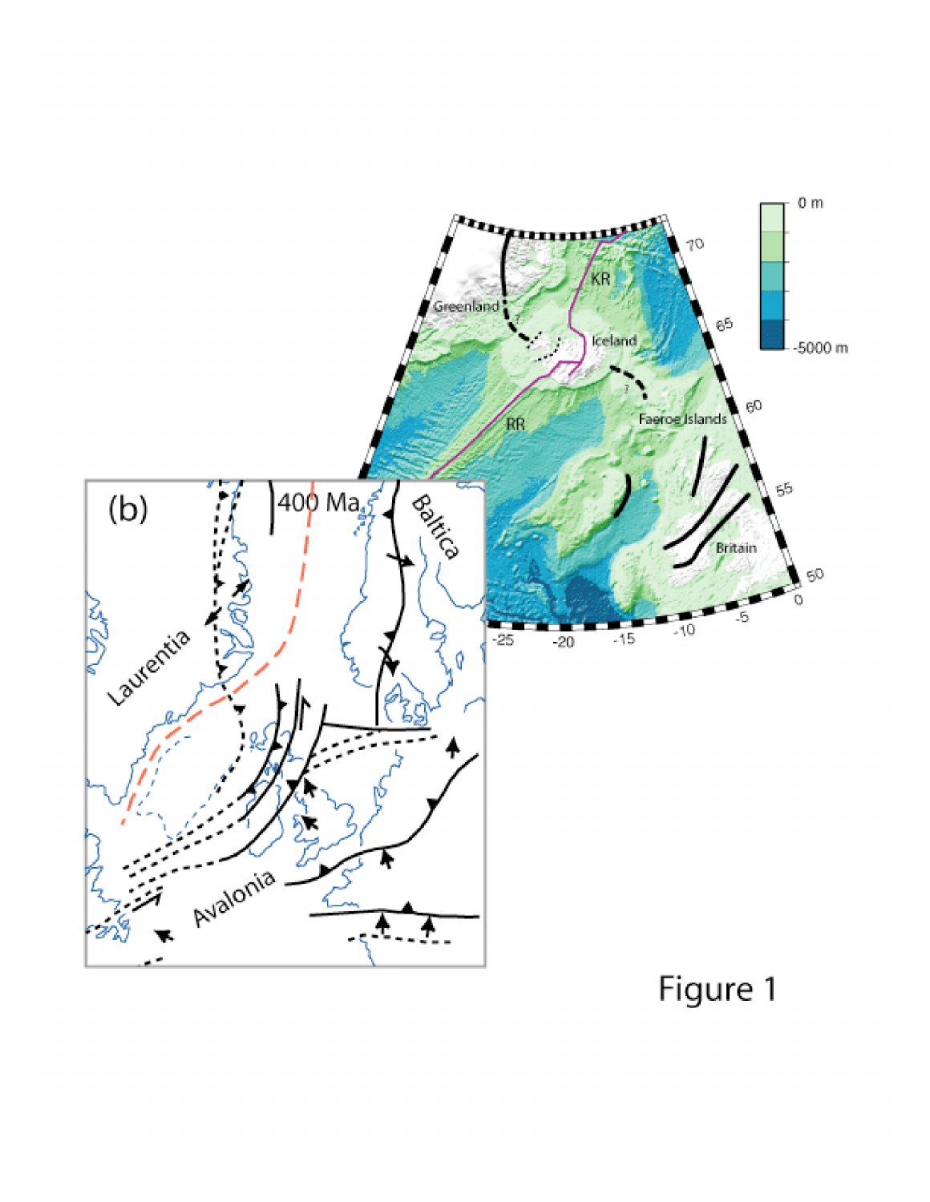Figure 1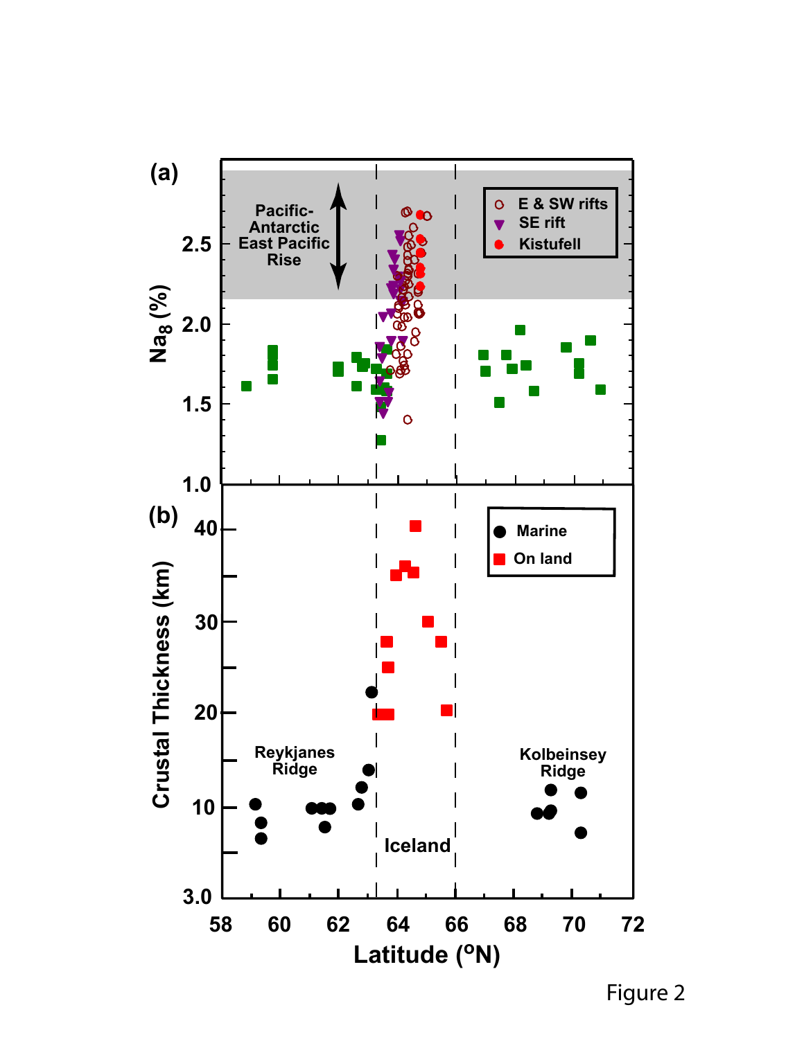Figure 2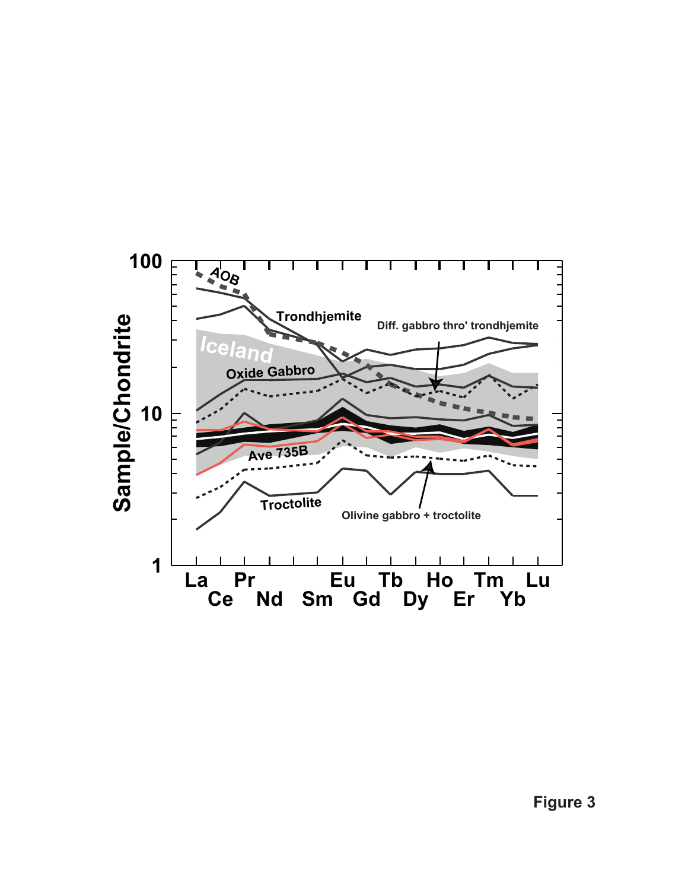Figure 3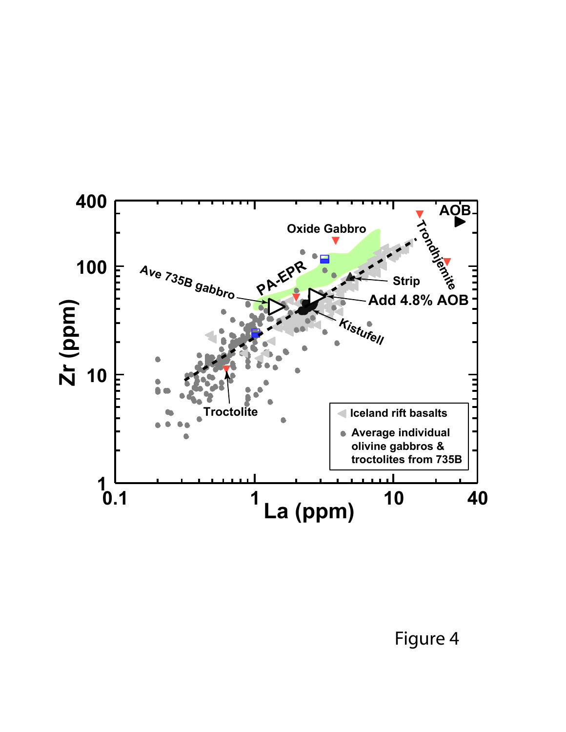Figure 4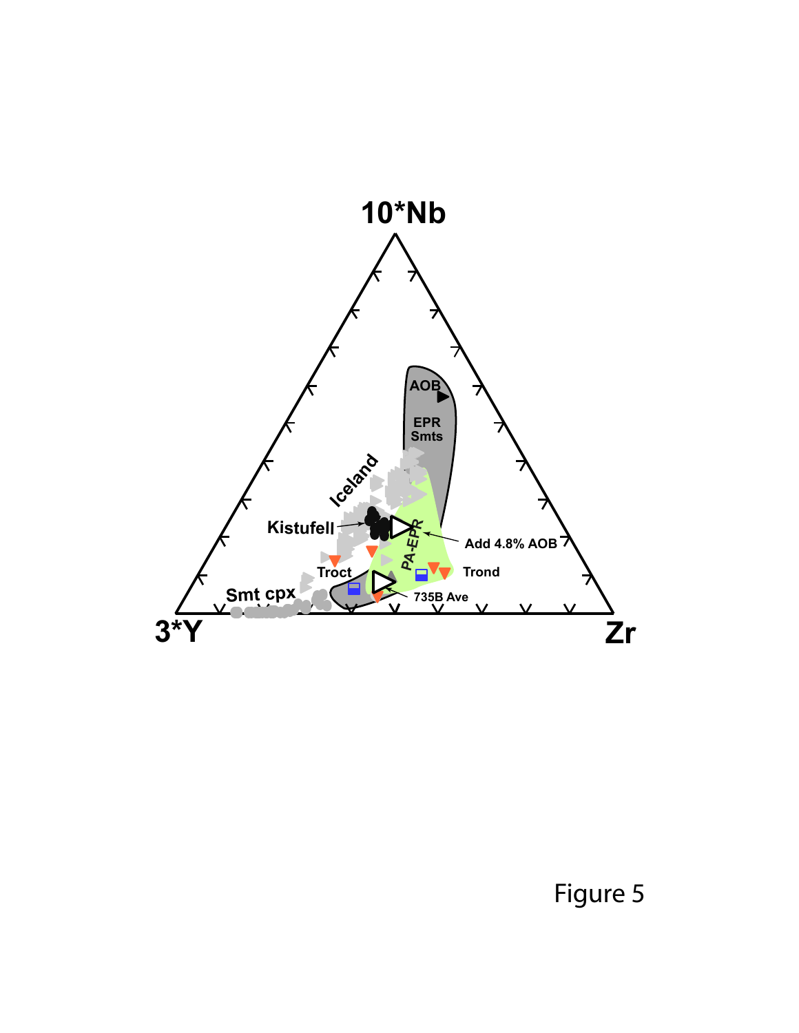Figure 5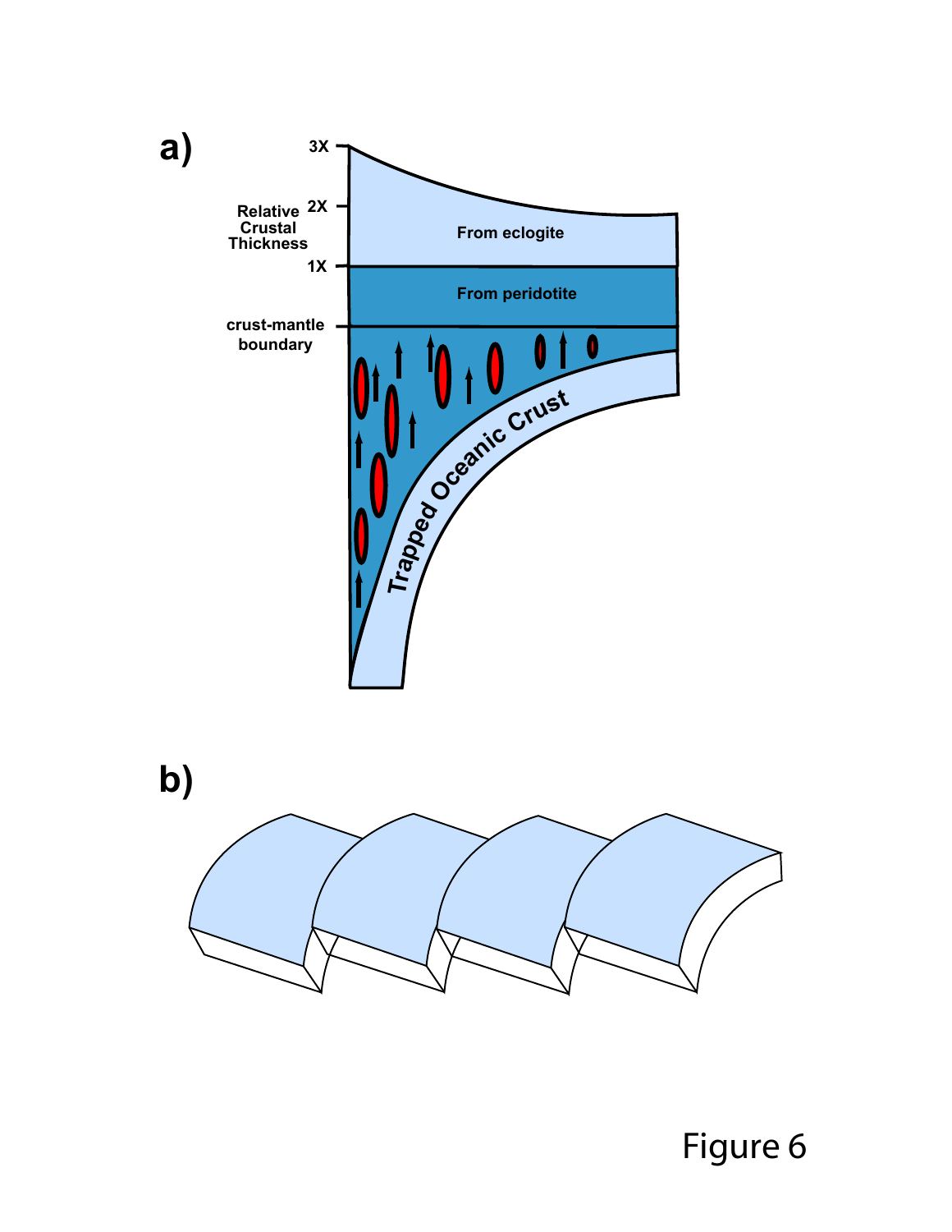a)

3X

2X

Relative Crustal Thickness

1X

crust-mantle boundary

From eclogite

From peridotite

Trapped Oceanic Crust

b)

Figure 6